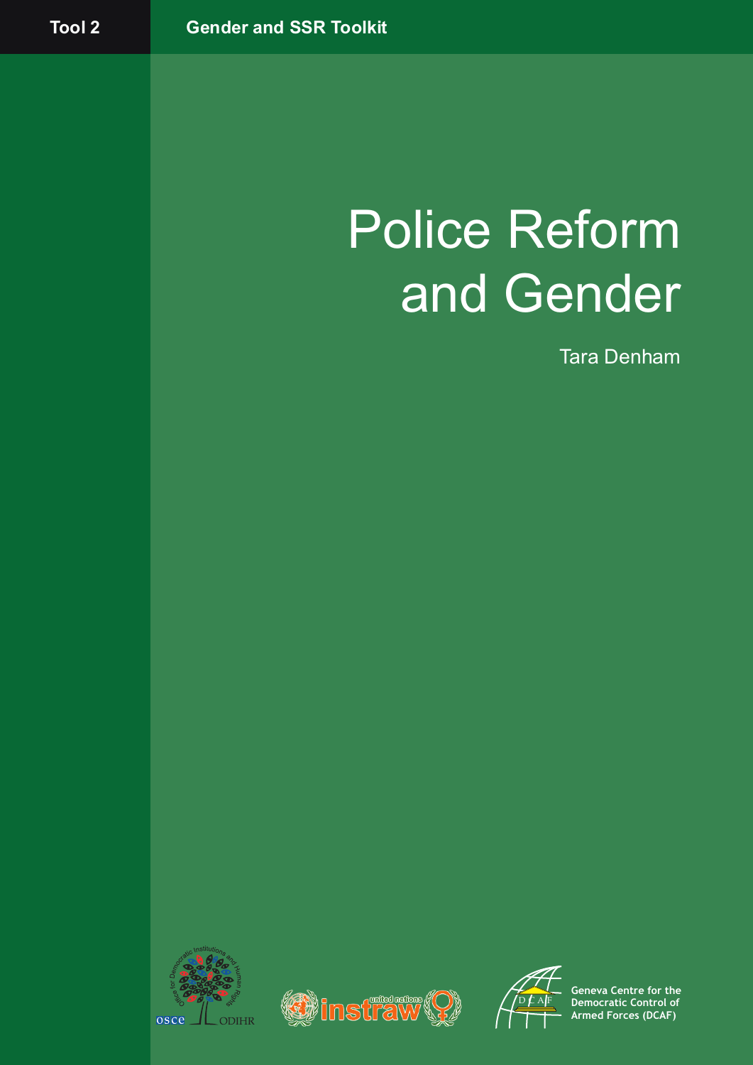Tool 2

Gender and SSR Toolkit

# Police Reform and Gender

Tara Denham

Geneva Centre for the Democratic Control of Armed Forces (DCAF)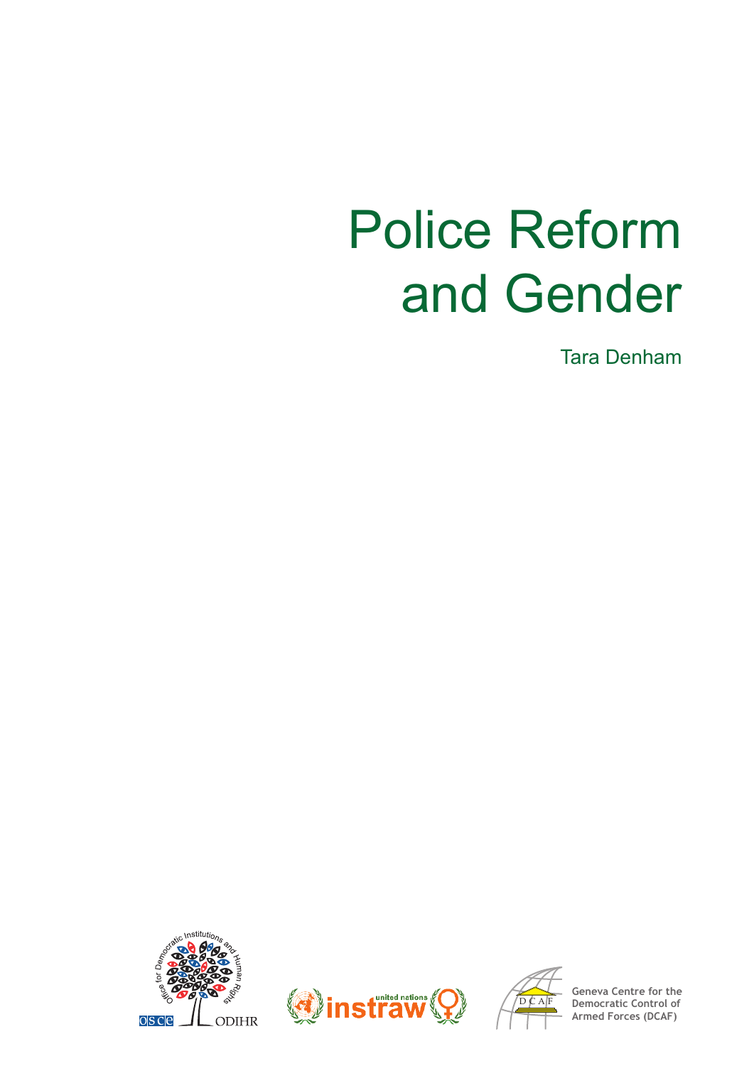# Police Reform and Gender

Tara Denham

Geneva Centre for the Democratic Control of Armed Forces (DCAF)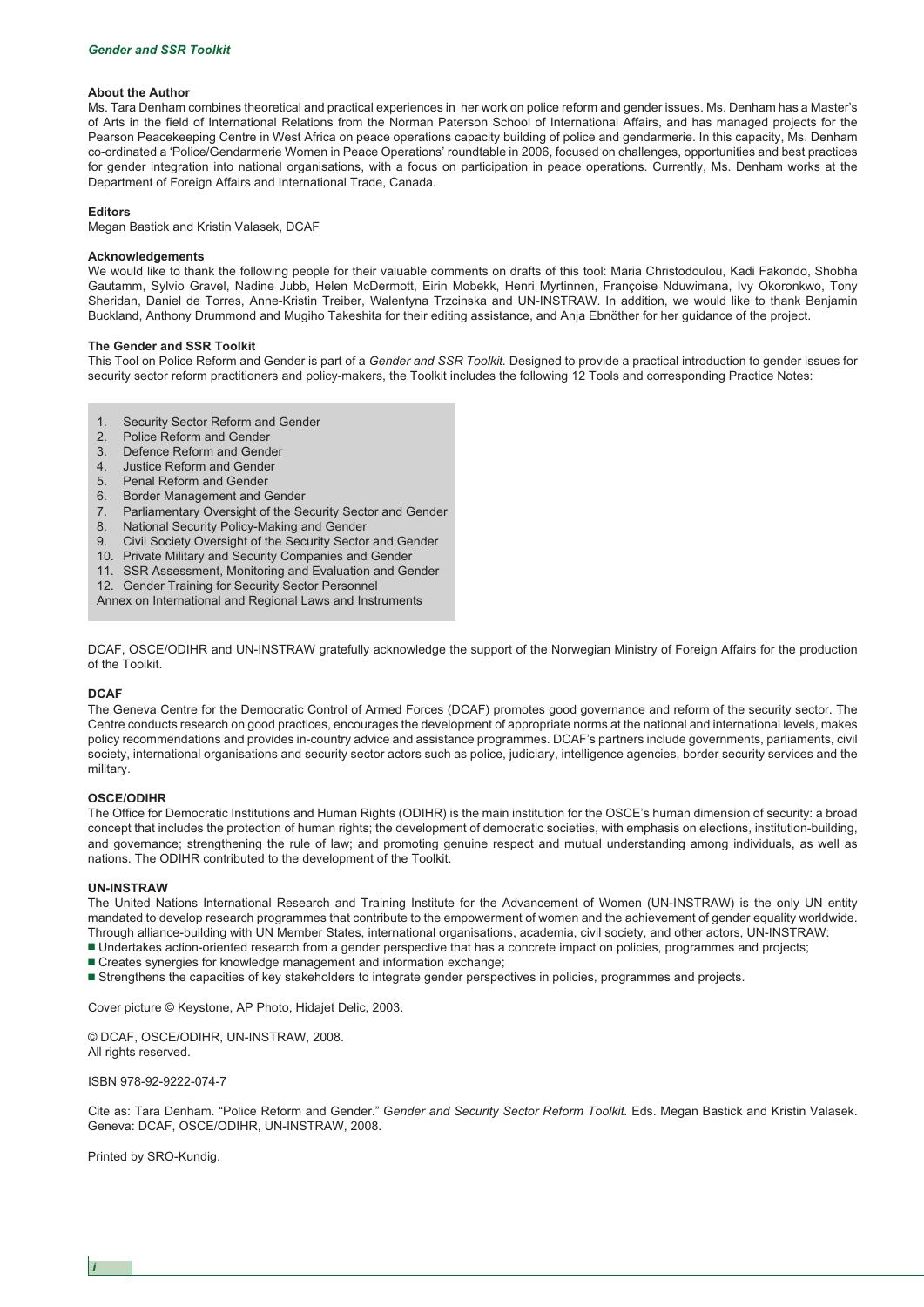### About the Author

Ms. Tara Denham combines theoretical and practical experiences in her work on police reform and gender issues. Ms. Denham has a Master's of Arts in the field of International Relations from the Norman Paterson School of International Affairs, and has managed projects for the Pearson Peacekeeping Centre in West Africa on peace operations capacity building of police and gendarmerie. In this capacity, Ms. Denham co-ordinated a 'Police/Gendarmerie Women in Peace Operations' roundtable in 2006, focused on challenges, opportunities and best practices for gender integration into national organisations, with a focus on participation in peace operations. Currently, Ms. Denham works at the Department of Foreign Affairs and International Trade, Canada.

### Editors

Megan Bastick and Kristin Valasek, DCAF

### Acknowledgements

We would like to thank the following people for their valuable comments on drafts of this tool: Maria Christodoulou, Kadi Fakondo, Shobha Gautamm, Sylvio Gravel, Nadine Jubb, Helen McDermott, Eirin Mobekk, Henri Myrtinnen, Françoise Nduwimana, Ivy Okoronkwo, Tony Sheridan, Daniel de Torres, Anne-Kristin Treiber, Walentyna Trzcinska and UN-INSTRAW. In addition, we would like to thank Benjamin Buckland, Anthony Drummond and Mugiho Takeshita for their editing assistance, and Anja Ebnöther for her guidance of the project.

### The Gender and SSR Toolkit

This Tool on Police Reform and Gender is part of a *Gender and SSR Toolkit*. Designed to provide a practical introduction to gender issues for security sector reform practitioners and policy-makers, the Toolkit includes the following 12 Tools and corresponding Practice Notes:

1. Security Sector Reform and Gender
2. Police Reform and Gender
3. Defence Reform and Gender
4. Justice Reform and Gender
5. Penal Reform and Gender
6. Border Management and Gender
7. Parliamentary Oversight of the Security Sector and Gender
8. National Security Policy-Making and Gender
9. Civil Society Oversight of the Security Sector and Gender
10. Private Military and Security Companies and Gender
11. SSR Assessment, Monitoring and Evaluation and Gender
12. Gender Training for Security Sector Personnel

Annex on International and Regional Laws and Instruments

DCAF, OSCE/ODIHR and UN-INSTRAW gratefully acknowledge the support of the Norwegian Ministry of Foreign Affairs for the production of the Toolkit.

### DCAF

The Geneva Centre for the Democratic Control of Armed Forces (DCAF) promotes good governance and reform of the security sector. The Centre conducts research on good practices, encourages the development of appropriate norms at the national and international levels, makes policy recommendations and provides in-country advice and assistance programmes. DCAF's partners include governments, parliaments, civil society, international organisations and security sector actors such as police, judiciary, intelligence agencies, border security services and the military.

### OSCE/ODIHR

The Office for Democratic Institutions and Human Rights (ODIHR) is the main institution for the OSCE's human dimension of security: a broad concept that includes the protection of human rights; the development of democratic societies, with emphasis on elections, institution-building, and governance; strengthening the rule of law; and promoting genuine respect and mutual understanding among individuals, as well as nations. The ODIHR contributed to the development of the Toolkit.

### UN-INSTRAW

The United Nations International Research and Training Institute for the Advancement of Women (UN-INSTRAW) is the only UN entity mandated to develop research programmes that contribute to the empowerment of women and the achievement of gender equality worldwide. Through alliance-building with UN Member States, international organisations, academia, civil society, and other actors, UN-INSTRAW:

- Undertakes action-oriented research from a gender perspective that has a concrete impact on policies, programmes and projects;
- Creates synergies for knowledge management and information exchange;
- Strengthens the capacities of key stakeholders to integrate gender perspectives in policies, programmes and projects.

Cover picture © Keystone, AP Photo, Hidajet Delic, 2003.

© DCAF, OSCE/ODIHR, UN-INSTRAW, 2008.
All rights reserved.

ISBN 978-92-9222-074-7

Cite as: Tara Denham. "Police Reform and Gender." G*ender and Security Sector Reform Toolkit.* Eds. Megan Bastick and Kristin Valasek. Geneva: DCAF, OSCE/ODIHR, UN-INSTRAW, 2008.

Printed by SRO-Kundig.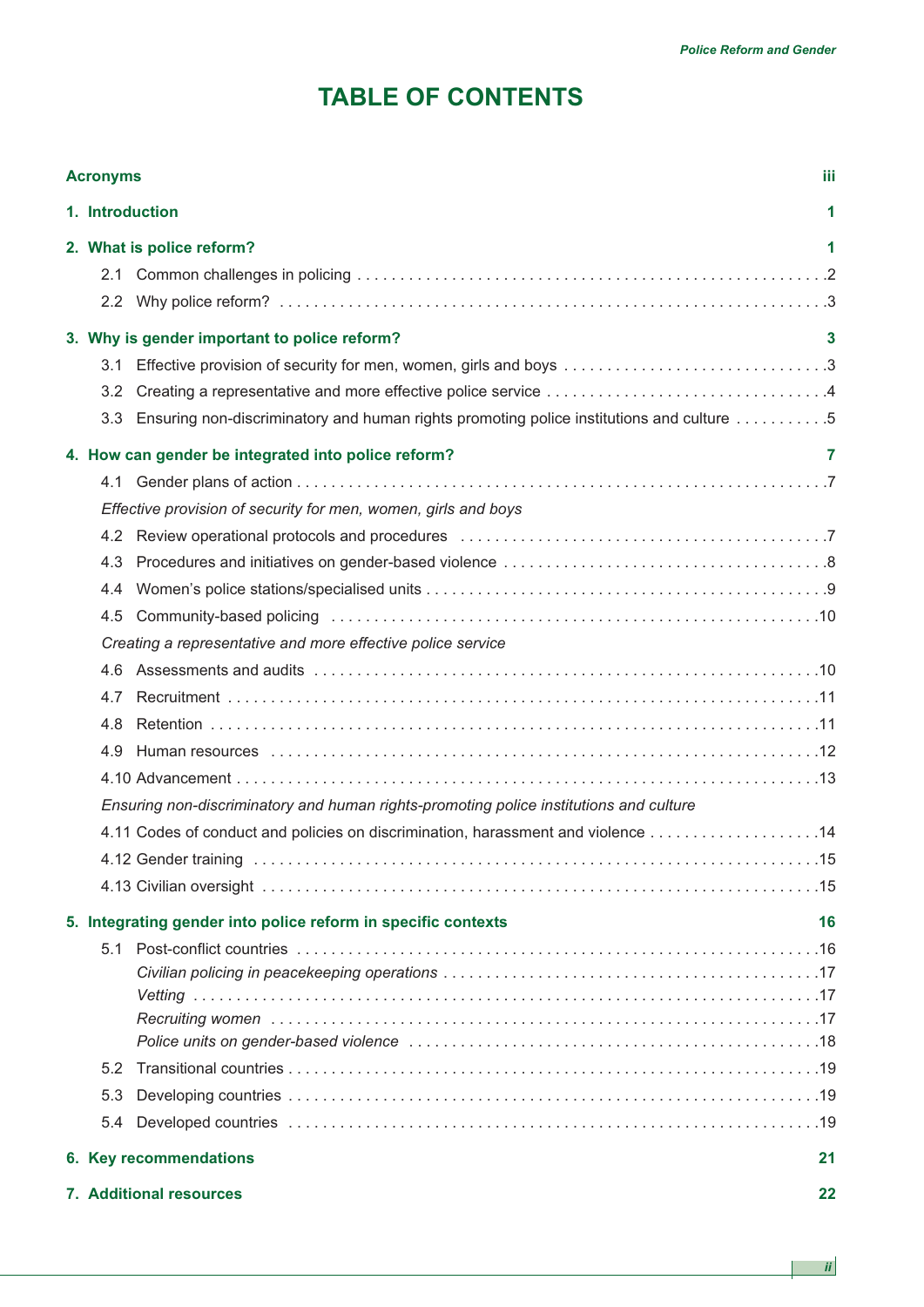# TABLE OF CONTENTS

**Acronyms** iii

**1. Introduction** 1

**2. What is police reform?** 1

- 2.1 Common challenges in policing ... 2
- 2.2 Why police reform? ... 3

**3. Why is gender important to police reform?** 3

- 3.1 Effective provision of security for men, women, girls and boys ... 3
- 3.2 Creating a representative and more effective police service ... 4
- 3.3 Ensuring non-discriminatory and human rights promoting police institutions and culture ... 5

**4. How can gender be integrated into police reform?** 7

- 4.1 Gender plans of action ... 7

*Effective provision of security for men, women, girls and boys*

- 4.2 Review operational protocols and procedures ... 7
- 4.3 Procedures and initiatives on gender-based violence ... 8
- 4.4 Women's police stations/specialised units ... 9
- 4.5 Community-based policing ... 10

*Creating a representative and more effective police service*

- 4.6 Assessments and audits ... 10
- 4.7 Recruitment ... 11
- 4.8 Retention ... 11
- 4.9 Human resources ... 12
- 4.10 Advancement ... 13

*Ensuring non-discriminatory and human rights-promoting police institutions and culture*

- 4.11 Codes of conduct and policies on discrimination, harassment and violence ... 14
- 4.12 Gender training ... 15
- 4.13 Civilian oversight ... 15

**5. Integrating gender into police reform in specific contexts** 16

- 5.1 Post-conflict countries ... 16
  - *Civilian policing in peacekeeping operations* ... 17
  - *Vetting* ... 17
  - *Recruiting women* ... 17
  - *Police units on gender-based violence* ... 18
- 5.2 Transitional countries ... 19
- 5.3 Developing countries ... 19
- 5.4 Developed countries ... 19

**6. Key recommendations** 21

**7. Additional resources** 22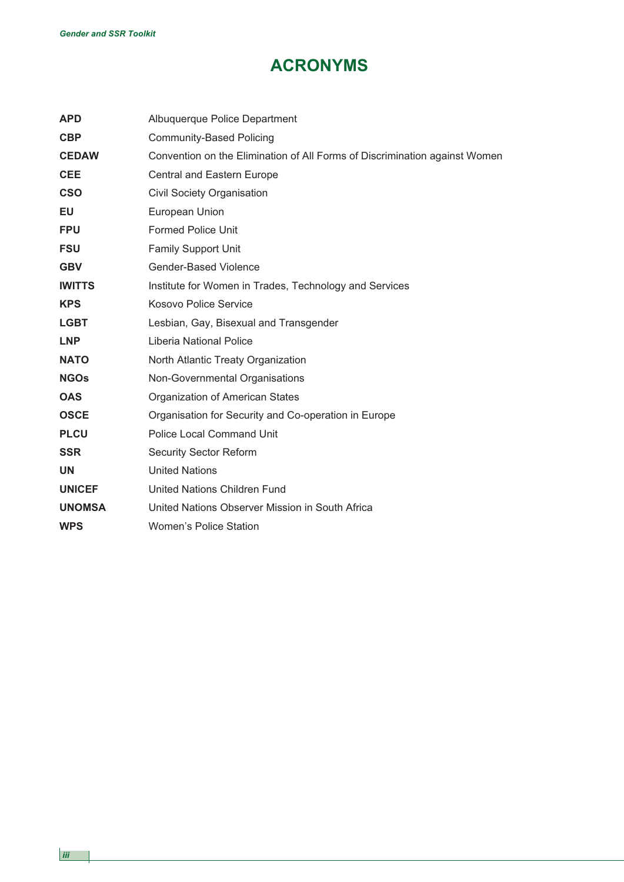# ACRONYMS

| | |
|---|---|
| **APD** | Albuquerque Police Department |
| **CBP** | Community-Based Policing |
| **CEDAW** | Convention on the Elimination of All Forms of Discrimination against Women |
| **CEE** | Central and Eastern Europe |
| **CSO** | Civil Society Organisation |
| **EU** | European Union |
| **FPU** | Formed Police Unit |
| **FSU** | Family Support Unit |
| **GBV** | Gender-Based Violence |
| **IWITTS** | Institute for Women in Trades, Technology and Services |
| **KPS** | Kosovo Police Service |
| **LGBT** | Lesbian, Gay, Bisexual and Transgender |
| **LNP** | Liberia National Police |
| **NATO** | North Atlantic Treaty Organization |
| **NGOs** | Non-Governmental Organisations |
| **OAS** | Organization of American States |
| **OSCE** | Organisation for Security and Co-operation in Europe |
| **PLCU** | Police Local Command Unit |
| **SSR** | Security Sector Reform |
| **UN** | United Nations |
| **UNICEF** | United Nations Children Fund |
| **UNOMSA** | United Nations Observer Mission in South Africa |
| **WPS** | Women's Police Station |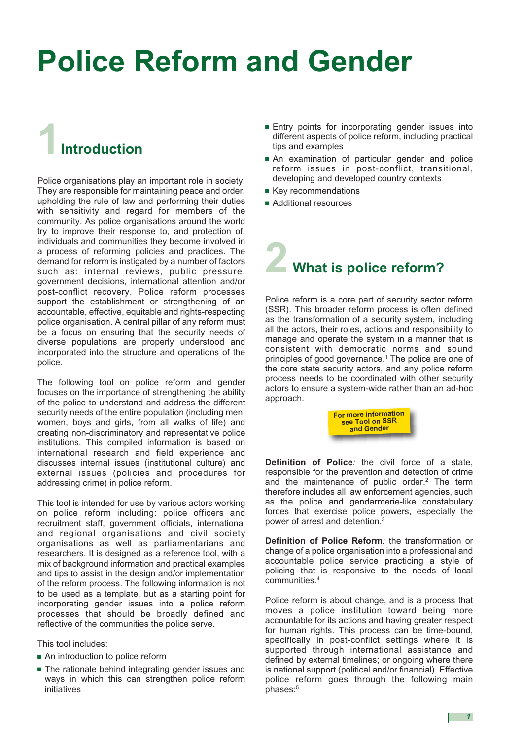# Police Reform and Gender

## 1 Introduction

Police organisations play an important role in society. They are responsible for maintaining peace and order, upholding the rule of law and performing their duties with sensitivity and regard for members of the community. As police organisations around the world try to improve their response to, and protection of, individuals and communities they become involved in a process of reforming policies and practices. The demand for reform is instigated by a number of factors such as: internal reviews, public pressure, government decisions, international attention and/or post-conflict recovery. Police reform processes support the establishment or strengthening of an accountable, effective, equitable and rights-respecting police organisation. A central pillar of any reform must be a focus on ensuring that the security needs of diverse populations are properly understood and incorporated into the structure and operations of the police.

The following tool on police reform and gender focuses on the importance of strengthening the ability of the police to understand and address the different security needs of the entire population (including men, women, boys and girls, from all walks of life) and creating non-discriminatory and representative police institutions. This compiled information is based on international research and field experience and discusses internal issues (institutional culture) and external issues (policies and procedures for addressing crime) in police reform.

This tool is intended for use by various actors working on police reform including: police officers and recruitment staff, government officials, international and regional organisations and civil society organisations as well as parliamentarians and researchers. It is designed as a reference tool, with a mix of background information and practical examples and tips to assist in the design and/or implementation of the reform process. The following information is not to be used as a template, but as a starting point for incorporating gender issues into a police reform processes that should be broadly defined and reflective of the communities the police serve.

This tool includes:

- An introduction to police reform
- The rationale behind integrating gender issues and ways in which this can strengthen police reform initiatives
- Entry points for incorporating gender issues into different aspects of police reform, including practical tips and examples
- An examination of particular gender and police reform issues in post-conflict, transitional, developing and developed country contexts
- Key recommendations
- Additional resources

## 2 What is police reform?

Police reform is a core part of security sector reform (SSR). This broader reform process is often defined as the transformation of a security system, including all the actors, their roles, actions and responsibility to manage and operate the system in a manner that is consistent with democratic norms and sound principles of good governance.[1] The police are one of the core state security actors, and any police reform process needs to be coordinated with other security actors to ensure a system-wide rather than an ad-hoc approach.

**For more information see Tool on SSR and Gender**

**Definition of Police***:* the civil force of a state, responsible for the prevention and detection of crime and the maintenance of public order.[2] The term therefore includes all law enforcement agencies, such as the police and gendarmerie-like constabulary forces that exercise police powers, especially the power of arrest and detention.[3]

**Definition of Police Reform***:* the transformation or change of a police organisation into a professional and accountable police service practicing a style of policing that is responsive to the needs of local communities.[4]

Police reform is about change, and is a process that moves a police institution toward being more accountable for its actions and having greater respect for human rights. This process can be time-bound, specifically in post-conflict settings where it is supported through international assistance and defined by external timelines; or ongoing where there is national support (political and/or financial). Effective police reform goes through the following main phases:[5]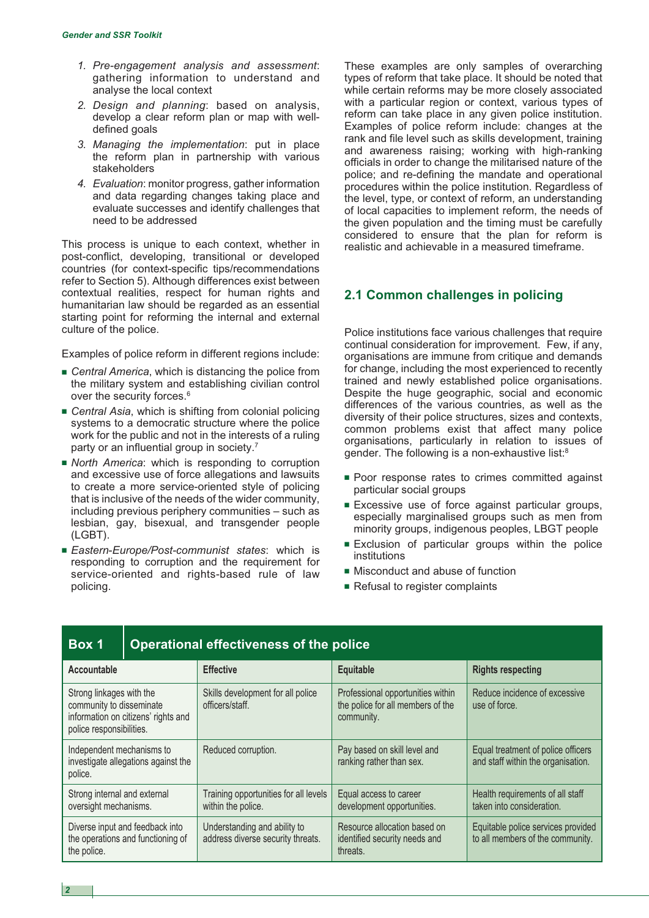1. *Pre-engagement analysis and assessment*: gathering information to understand and analyse the local context
2. *Design and planning*: based on analysis, develop a clear reform plan or map with well-defined goals
3. *Managing the implementation*: put in place the reform plan in partnership with various stakeholders
4. *Evaluation*: monitor progress, gather information and data regarding changes taking place and evaluate successes and identify challenges that need to be addressed

This process is unique to each context, whether in post-conflict, developing, transitional or developed countries (for context-specific tips/recommendations refer to Section 5). Although differences exist between contextual realities, respect for human rights and humanitarian law should be regarded as an essential starting point for reforming the internal and external culture of the police.

Examples of police reform in different regions include:

- *Central America*, which is distancing the police from the military system and establishing civilian control over the security forces.[6]
- *Central Asia*, which is shifting from colonial policing systems to a democratic structure where the police work for the public and not in the interests of a ruling party or an influential group in society.[7]
- *North America*: which is responding to corruption and excessive use of force allegations and lawsuits to create a more service-oriented style of policing that is inclusive of the needs of the wider community, including previous periphery communities – such as lesbian, gay, bisexual, and transgender people (LGBT).
- *Eastern-Europe/Post-communist states*: which is responding to corruption and the requirement for service-oriented and rights-based rule of law policing.

These examples are only samples of overarching types of reform that take place. It should be noted that while certain reforms may be more closely associated with a particular region or context, various types of reform can take place in any given police institution. Examples of police reform include: changes at the rank and file level such as skills development, training and awareness raising; working with high-ranking officials in order to change the militarised nature of the police; and re-defining the mandate and operational procedures within the police institution. Regardless of the level, type, or context of reform, an understanding of local capacities to implement reform, the needs of the given population and the timing must be carefully considered to ensure that the plan for reform is realistic and achievable in a measured timeframe.

## 2.1 Common challenges in policing

Police institutions face various challenges that require continual consideration for improvement. Few, if any, organisations are immune from critique and demands for change, including the most experienced to recently trained and newly established police organisations. Despite the huge geographic, social and economic differences of the various countries, as well as the diversity of their police structures, sizes and contexts, common problems exist that affect many police organisations, particularly in relation to issues of gender. The following is a non-exhaustive list:[8]

- Poor response rates to crimes committed against particular social groups
- Excessive use of force against particular groups, especially marginalised groups such as men from minority groups, indigenous peoples, LBGT people
- Exclusion of particular groups within the police institutions
- Misconduct and abuse of function
- Refusal to register complaints

**Box 1 Operational effectiveness of the police**

| Accountable | Effective | Equitable | Rights respecting |
|---|---|---|---|
| Strong linkages with the community to disseminate information on citizens' rights and police responsibilities. | Skills development for all police officers/staff. | Professional opportunities within the police for all members of the community. | Reduce incidence of excessive use of force. |
| Independent mechanisms to investigate allegations against the police. | Reduced corruption. | Pay based on skill level and ranking rather than sex. | Equal treatment of police officers and staff within the organisation. |
| Strong internal and external oversight mechanisms. | Training opportunities for all levels within the police. | Equal access to career development opportunities. | Health requirements of all staff taken into consideration. |
| Diverse input and feedback into the operations and functioning of the police. | Understanding and ability to address diverse security threats. | Resource allocation based on identified security needs and threats. | Equitable police services provided to all members of the community. |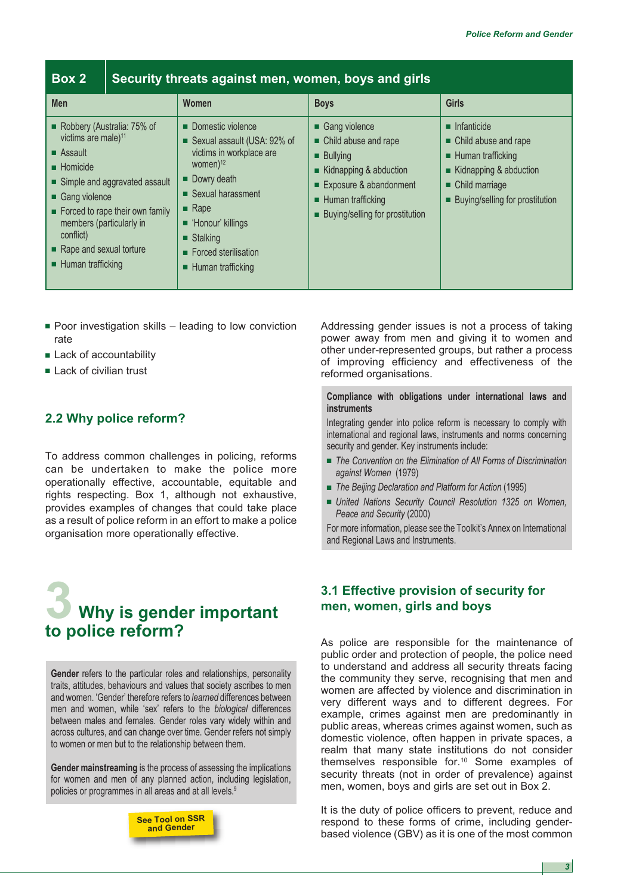**Box 2 Security threats against men, women, boys and girls**

| Men | Women | Boys | Girls |
|---|---|---|---|
| ■ Robbery (Australia: 75% of victims are male)[11]<br>■ Assault<br>■ Homicide<br>■ Simple and aggravated assault<br>■ Gang violence<br>■ Forced to rape their own family members (particularly in conflict)<br>■ Rape and sexual torture<br>■ Human trafficking | ■ Domestic violence<br>■ Sexual assault (USA: 92% of victims in workplace are women)[12]<br>■ Dowry death<br>■ Sexual harassment<br>■ Rape<br>■ 'Honour' killings<br>■ Stalking<br>■ Forced sterilisation<br>■ Human trafficking | ■ Gang violence<br>■ Child abuse and rape<br>■ Bullying<br>■ Kidnapping & abduction<br>■ Exposure & abandonment<br>■ Human trafficking<br>■ Buying/selling for prostitution | ■ Infanticide<br>■ Child abuse and rape<br>■ Human trafficking<br>■ Kidnapping & abduction<br>■ Child marriage<br>■ Buying/selling for prostitution |

- Poor investigation skills – leading to low conviction rate
- Lack of accountability
- Lack of civilian trust

## 2.2 Why police reform?

To address common challenges in policing, reforms can be undertaken to make the police more operationally effective, accountable, equitable and rights respecting. Box 1, although not exhaustive, provides examples of changes that could take place as a result of police reform in an effort to make a police organisation more operationally effective.

# 3 Why is gender important to police reform?

**Gender** refers to the particular roles and relationships, personality traits, attitudes, behaviours and values that society ascribes to men and women. 'Gender' therefore refers to *learned* differences between men and women, while 'sex' refers to the *biological* differences between males and females. Gender roles vary widely within and across cultures, and can change over time. Gender refers not simply to women or men but to the relationship between them.

**Gender mainstreaming** is the process of assessing the implications for women and men of any planned action, including legislation, policies or programmes in all areas and at all levels.[9]

See Tool on SSR and Gender

Addressing gender issues is not a process of taking power away from men and giving it to women and other under-represented groups, but rather a process of improving efficiency and effectiveness of the reformed organisations.

**Compliance with obligations under international laws and instruments**

Integrating gender into police reform is necessary to comply with international and regional laws, instruments and norms concerning security and gender. Key instruments include:

- *The Convention on the Elimination of All Forms of Discrimination against Women* (1979)
- *The Beijing Declaration and Platform for Action* (1995)
- *United Nations Security Council Resolution 1325 on Women, Peace and Security* (2000)

For more information, please see the Toolkit's Annex on International and Regional Laws and Instruments.

## 3.1 Effective provision of security for men, women, girls and boys

As police are responsible for the maintenance of public order and protection of people, the police need to understand and address all security threats facing the community they serve, recognising that men and women are affected by violence and discrimination in very different ways and to different degrees. For example, crimes against men are predominantly in public areas, whereas crimes against women, such as domestic violence, often happen in private spaces, a realm that many state institutions do not consider themselves responsible for.[10] Some examples of security threats (not in order of prevalence) against men, women, boys and girls are set out in Box 2.

It is the duty of police officers to prevent, reduce and respond to these forms of crime, including gender-based violence (GBV) as it is one of the most common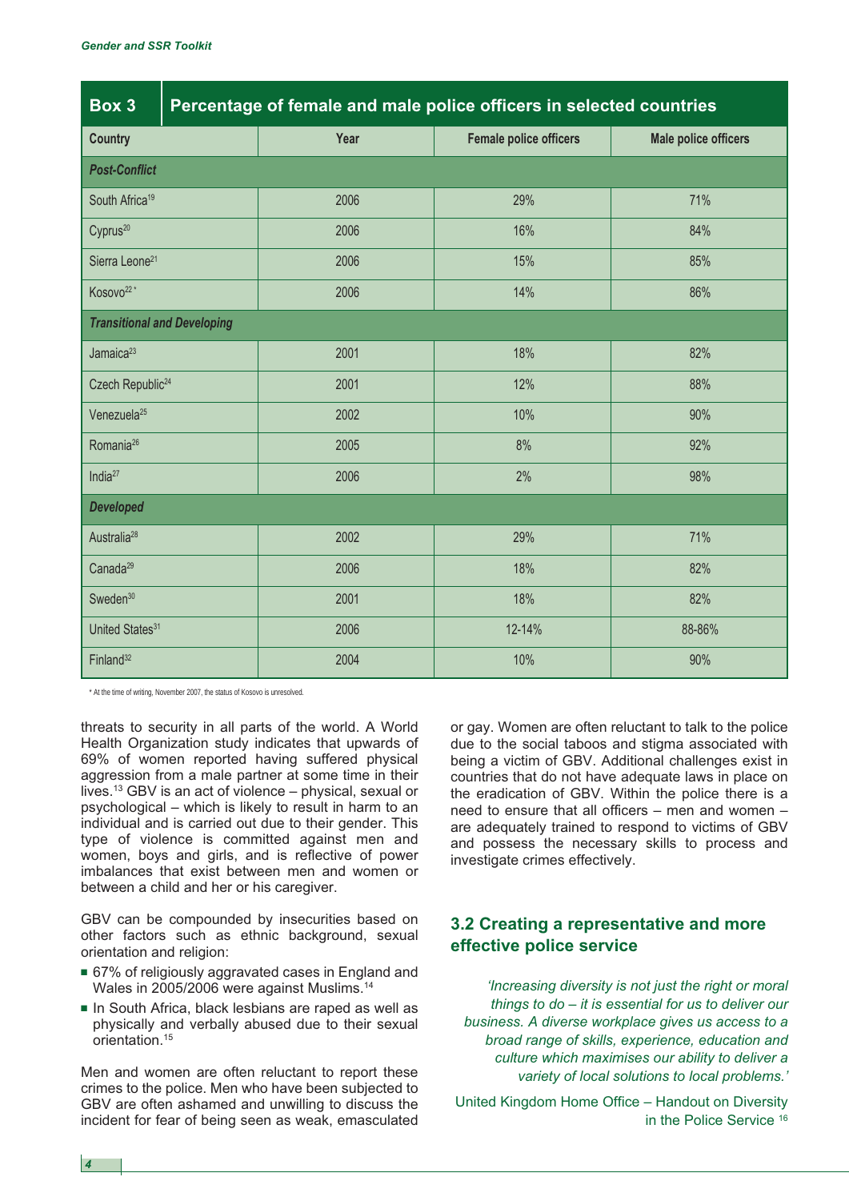| Box 3 | Percentage of female and male police officers in selected countries | | |
|---|---|---|---|
| **Country** | **Year** | **Female police officers** | **Male police officers** |
| ***Post-Conflict*** | | | |
| South Africa[19] | 2006 | 29% | 71% |
| Cyprus[20] | 2006 | 16% | 84% |
| Sierra Leone[21] | 2006 | 15% | 85% |
| Kosovo[22]* | 2006 | 14% | 86% |
| ***Transitional and Developing*** | | | |
| Jamaica[23] | 2001 | 18% | 82% |
| Czech Republic[24] | 2001 | 12% | 88% |
| Venezuela[25] | 2002 | 10% | 90% |
| Romania[26] | 2005 | 8% | 92% |
| India[27] | 2006 | 2% | 98% |
| ***Developed*** | | | |
| Australia[28] | 2002 | 29% | 71% |
| Canada[29] | 2006 | 18% | 82% |
| Sweden[30] | 2001 | 18% | 82% |
| United States[31] | 2006 | 12-14% | 88-86% |
| Finland[32] | 2004 | 10% | 90% |

\* At the time of writing, November 2007, the status of Kosovo is unresolved.

threats to security in all parts of the world. A World Health Organization study indicates that upwards of 69% of women reported having suffered physical aggression from a male partner at some time in their lives.[13] GBV is an act of violence – physical, sexual or psychological – which is likely to result in harm to an individual and is carried out due to their gender. This type of violence is committed against men and women, boys and girls, and is reflective of power imbalances that exist between men and women or between a child and her or his caregiver.

GBV can be compounded by insecurities based on other factors such as ethnic background, sexual orientation and religion:

- 67% of religiously aggravated cases in England and Wales in 2005/2006 were against Muslims.[14]
- In South Africa, black lesbians are raped as well as physically and verbally abused due to their sexual orientation.[15]

Men and women are often reluctant to report these crimes to the police. Men who have been subjected to GBV are often ashamed and unwilling to discuss the incident for fear of being seen as weak, emasculated or gay. Women are often reluctant to talk to the police due to the social taboos and stigma associated with being a victim of GBV. Additional challenges exist in countries that do not have adequate laws in place on the eradication of GBV. Within the police there is a need to ensure that all officers – men and women – are adequately trained to respond to victims of GBV and possess the necessary skills to process and investigate crimes effectively.

## 3.2 Creating a representative and more effective police service

*'Increasing diversity is not just the right or moral things to do – it is essential for us to deliver our business. A diverse workplace gives us access to a broad range of skills, experience, education and culture which maximises our ability to deliver a variety of local solutions to local problems.'*

United Kingdom Home Office – Handout on Diversity in the Police Service[16]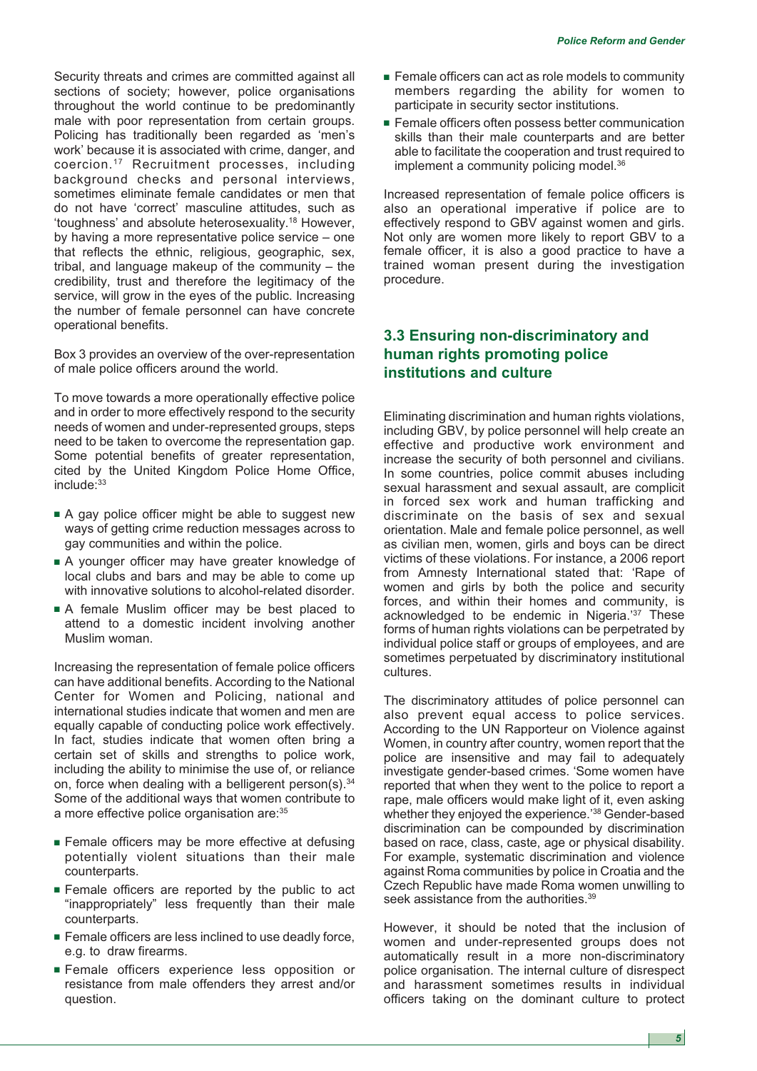Security threats and crimes are committed against all sections of society; however, police organisations throughout the world continue to be predominantly male with poor representation from certain groups. Policing has traditionally been regarded as 'men's work' because it is associated with crime, danger, and coercion.[17] Recruitment processes, including background checks and personal interviews, sometimes eliminate female candidates or men that do not have 'correct' masculine attitudes, such as 'toughness' and absolute heterosexuality.[18] However, by having a more representative police service – one that reflects the ethnic, religious, geographic, sex, tribal, and language makeup of the community – the credibility, trust and therefore the legitimacy of the service, will grow in the eyes of the public. Increasing the number of female personnel can have concrete operational benefits.

Box 3 provides an overview of the over-representation of male police officers around the world.

To move towards a more operationally effective police and in order to more effectively respond to the security needs of women and under-represented groups, steps need to be taken to overcome the representation gap. Some potential benefits of greater representation, cited by the United Kingdom Police Home Office, include:[33]

- A gay police officer might be able to suggest new ways of getting crime reduction messages across to gay communities and within the police.
- A younger officer may have greater knowledge of local clubs and bars and may be able to come up with innovative solutions to alcohol-related disorder.
- A female Muslim officer may be best placed to attend to a domestic incident involving another Muslim woman.

Increasing the representation of female police officers can have additional benefits. According to the National Center for Women and Policing, national and international studies indicate that women and men are equally capable of conducting police work effectively. In fact, studies indicate that women often bring a certain set of skills and strengths to police work, including the ability to minimise the use of, or reliance on, force when dealing with a belligerent person(s).[34] Some of the additional ways that women contribute to a more effective police organisation are:[35]

- Female officers may be more effective at defusing potentially violent situations than their male counterparts.
- Female officers are reported by the public to act "inappropriately" less frequently than their male counterparts.
- Female officers are less inclined to use deadly force, e.g. to draw firearms.
- Female officers experience less opposition or resistance from male offenders they arrest and/or question.
- Female officers can act as role models to community members regarding the ability for women to participate in security sector institutions.
- Female officers often possess better communication skills than their male counterparts and are better able to facilitate the cooperation and trust required to implement a community policing model.[36]

Increased representation of female police officers is also an operational imperative if police are to effectively respond to GBV against women and girls. Not only are women more likely to report GBV to a female officer, it is also a good practice to have a trained woman present during the investigation procedure.

## 3.3 Ensuring non-discriminatory and human rights promoting police institutions and culture

Eliminating discrimination and human rights violations, including GBV, by police personnel will help create an effective and productive work environment and increase the security of both personnel and civilians. In some countries, police commit abuses including sexual harassment and sexual assault, are complicit in forced sex work and human trafficking and discriminate on the basis of sex and sexual orientation. Male and female police personnel, as well as civilian men, women, girls and boys can be direct victims of these violations. For instance, a 2006 report from Amnesty International stated that: 'Rape of women and girls by both the police and security forces, and within their homes and community, is acknowledged to be endemic in Nigeria.'[37] These forms of human rights violations can be perpetrated by individual police staff or groups of employees, and are sometimes perpetuated by discriminatory institutional cultures.

The discriminatory attitudes of police personnel can also prevent equal access to police services. According to the UN Rapporteur on Violence against Women, in country after country, women report that the police are insensitive and may fail to adequately investigate gender-based crimes. 'Some women have reported that when they went to the police to report a rape, male officers would make light of it, even asking whether they enjoyed the experience.'[38] Gender-based discrimination can be compounded by discrimination based on race, class, caste, age or physical disability. For example, systematic discrimination and violence against Roma communities by police in Croatia and the Czech Republic have made Roma women unwilling to seek assistance from the authorities.[39]

However, it should be noted that the inclusion of women and under-represented groups does not automatically result in a more non-discriminatory police organisation. The internal culture of disrespect and harassment sometimes results in individual officers taking on the dominant culture to protect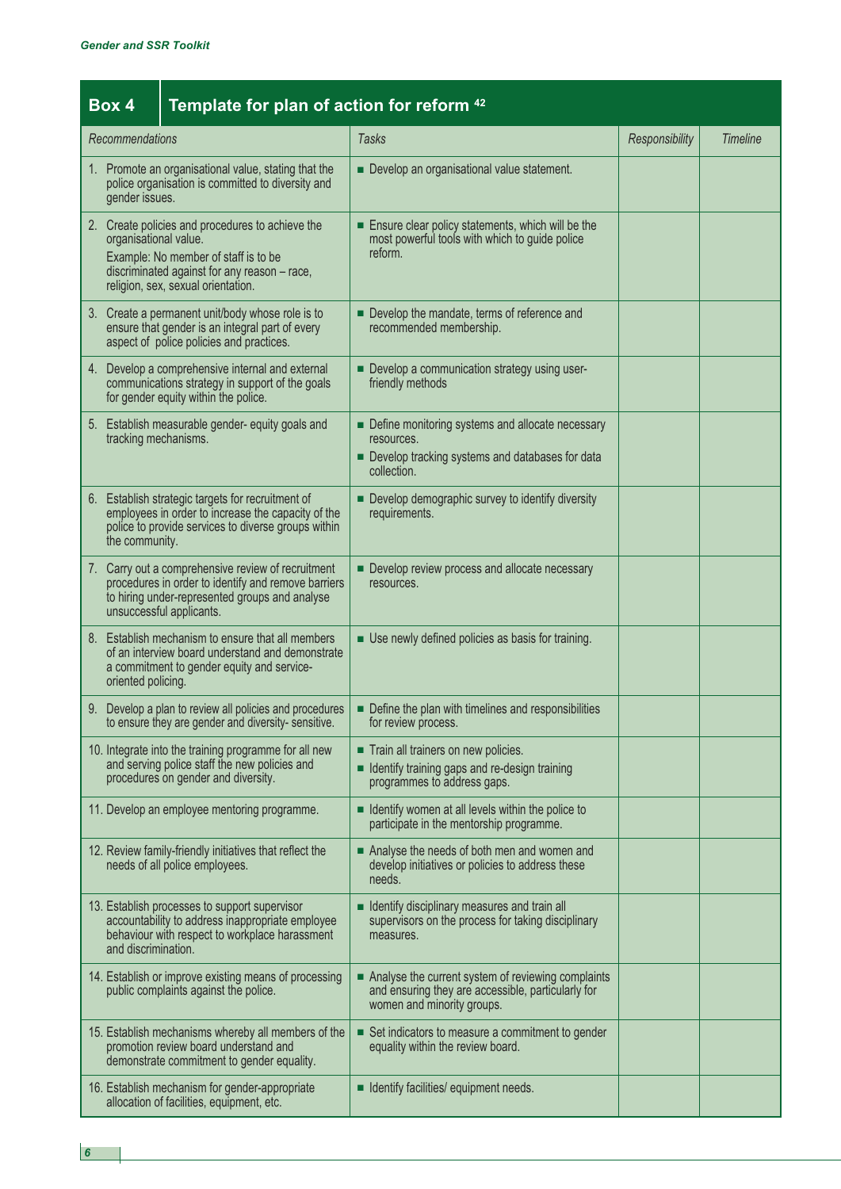## Box 4 Template for plan of action for reform [42]

| *Recommendations* | *Tasks* | *Responsibility* | *Timeline* |
|---|---|---|---|
| 1. Promote an organisational value, stating that the police organisation is committed to diversity and gender issues. | ■ Develop an organisational value statement. | | |
| 2. Create policies and procedures to achieve the organisational value.<br>Example: No member of staff is to be discriminated against for any reason – race, religion, sex, sexual orientation. | ■ Ensure clear policy statements, which will be the most powerful tools with which to guide police reform. | | |
| 3. Create a permanent unit/body whose role is to ensure that gender is an integral part of every aspect of police policies and practices. | ■ Develop the mandate, terms of reference and recommended membership. | | |
| 4. Develop a comprehensive internal and external communications strategy in support of the goals for gender equity within the police. | ■ Develop a communication strategy using user-friendly methods | | |
| 5. Establish measurable gender- equity goals and tracking mechanisms. | ■ Define monitoring systems and allocate necessary resources.<br>■ Develop tracking systems and databases for data collection. | | |
| 6. Establish strategic targets for recruitment of employees in order to increase the capacity of the police to provide services to diverse groups within the community. | ■ Develop demographic survey to identify diversity requirements. | | |
| 7. Carry out a comprehensive review of recruitment procedures in order to identify and remove barriers to hiring under-represented groups and analyse unsuccessful applicants. | ■ Develop review process and allocate necessary resources. | | |
| 8. Establish mechanism to ensure that all members of an interview board understand and demonstrate a commitment to gender equity and service-oriented policing. | ■ Use newly defined policies as basis for training. | | |
| 9. Develop a plan to review all policies and procedures to ensure they are gender and diversity- sensitive. | ■ Define the plan with timelines and responsibilities for review process. | | |
| 10. Integrate into the training programme for all new and serving police staff the new policies and procedures on gender and diversity. | ■ Train all trainers on new policies.<br>■ Identify training gaps and re-design training programmes to address gaps. | | |
| 11. Develop an employee mentoring programme. | ■ Identify women at all levels within the police to participate in the mentorship programme. | | |
| 12. Review family-friendly initiatives that reflect the needs of all police employees. | ■ Analyse the needs of both men and women and develop initiatives or policies to address these needs. | | |
| 13. Establish processes to support supervisor accountability to address inappropriate employee behaviour with respect to workplace harassment and discrimination. | ■ Identify disciplinary measures and train all supervisors on the process for taking disciplinary measures. | | |
| 14. Establish or improve existing means of processing public complaints against the police. | ■ Analyse the current system of reviewing complaints and ensuring they are accessible, particularly for women and minority groups. | | |
| 15. Establish mechanisms whereby all members of the promotion review board understand and demonstrate commitment to gender equality. | ■ Set indicators to measure a commitment to gender equality within the review board. | | |
| 16. Establish mechanism for gender-appropriate allocation of facilities, equipment, etc. | ■ Identify facilities/ equipment needs. | | |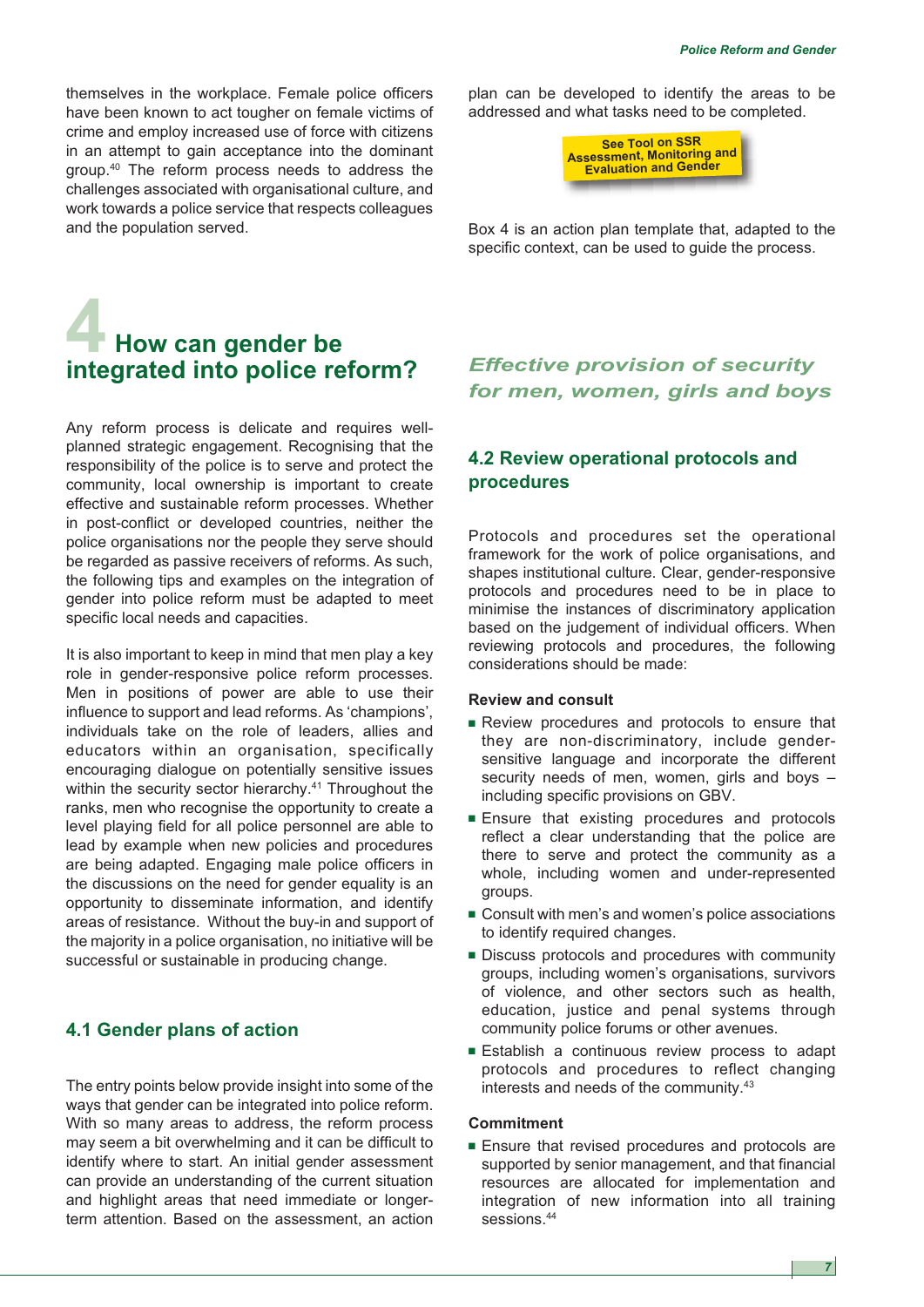themselves in the workplace. Female police officers have been known to act tougher on female victims of crime and employ increased use of force with citizens in an attempt to gain acceptance into the dominant group.[40] The reform process needs to address the challenges associated with organisational culture, and work towards a police service that respects colleagues and the population served.

# 4 How can gender be integrated into police reform?

Any reform process is delicate and requires well-planned strategic engagement. Recognising that the responsibility of the police is to serve and protect the community, local ownership is important to create effective and sustainable reform processes. Whether in post-conflict or developed countries, neither the police organisations nor the people they serve should be regarded as passive receivers of reforms. As such, the following tips and examples on the integration of gender into police reform must be adapted to meet specific local needs and capacities.

It is also important to keep in mind that men play a key role in gender-responsive police reform processes. Men in positions of power are able to use their influence to support and lead reforms. As 'champions', individuals take on the role of leaders, allies and educators within an organisation, specifically encouraging dialogue on potentially sensitive issues within the security sector hierarchy.[41] Throughout the ranks, men who recognise the opportunity to create a level playing field for all police personnel are able to lead by example when new policies and procedures are being adapted. Engaging male police officers in the discussions on the need for gender equality is an opportunity to disseminate information, and identify areas of resistance. Without the buy-in and support of the majority in a police organisation, no initiative will be successful or sustainable in producing change.

## 4.1 Gender plans of action

The entry points below provide insight into some of the ways that gender can be integrated into police reform. With so many areas to address, the reform process may seem a bit overwhelming and it can be difficult to identify where to start. An initial gender assessment can provide an understanding of the current situation and highlight areas that need immediate or longer-term attention. Based on the assessment, an action plan can be developed to identify the areas to be addressed and what tasks need to be completed.

**See Tool on SSR Assessment, Monitoring and Evaluation and Gender**

Box 4 is an action plan template that, adapted to the specific context, can be used to guide the process.

### *Effective provision of security for men, women, girls and boys*

## 4.2 Review operational protocols and procedures

Protocols and procedures set the operational framework for the work of police organisations, and shapes institutional culture. Clear, gender-responsive protocols and procedures need to be in place to minimise the instances of discriminatory application based on the judgement of individual officers. When reviewing protocols and procedures, the following considerations should be made:

**Review and consult**

- Review procedures and protocols to ensure that they are non-discriminatory, include gender-sensitive language and incorporate the different security needs of men, women, girls and boys – including specific provisions on GBV.
- Ensure that existing procedures and protocols reflect a clear understanding that the police are there to serve and protect the community as a whole, including women and under-represented groups.
- Consult with men's and women's police associations to identify required changes.
- Discuss protocols and procedures with community groups, including women's organisations, survivors of violence, and other sectors such as health, education, justice and penal systems through community police forums or other avenues.
- Establish a continuous review process to adapt protocols and procedures to reflect changing interests and needs of the community.[43]

**Commitment**

- Ensure that revised procedures and protocols are supported by senior management, and that financial resources are allocated for implementation and integration of new information into all training sessions.[44]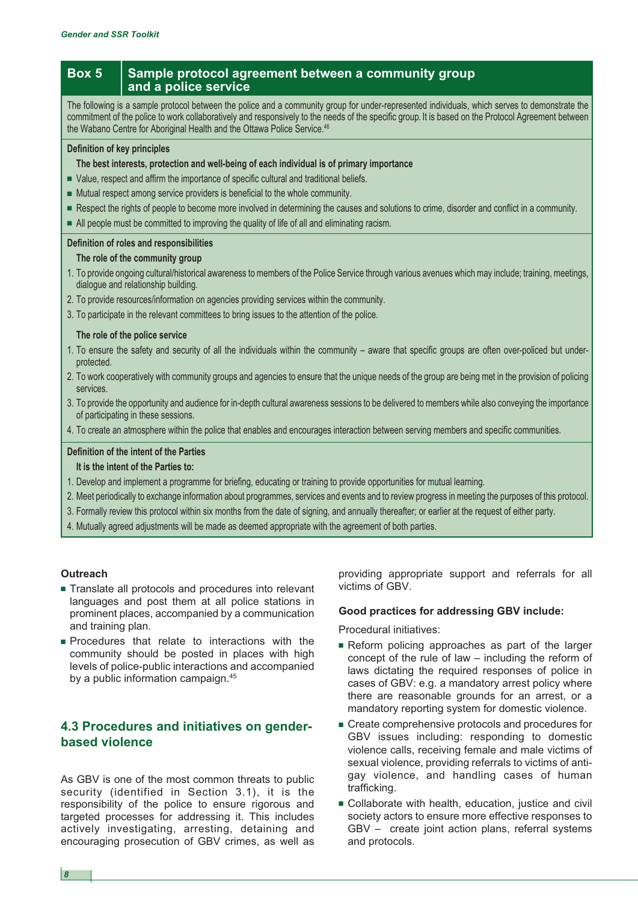### Box 5 Sample protocol agreement between a community group and a police service

The following is a sample protocol between the police and a community group for under-represented individuals, which serves to demonstrate the commitment of the police to work collaboratively and responsively to the needs of the specific group. It is based on the Protocol Agreement between the Wabano Centre for Aboriginal Health and the Ottawa Police Service.[46]

**Definition of key principles**

**The best interests, protection and well-being of each individual is of primary importance**

- Value, respect and affirm the importance of specific cultural and traditional beliefs.
- Mutual respect among service providers is beneficial to the whole community.
- Respect the rights of people to become more involved in determining the causes and solutions to crime, disorder and conflict in a community.
- All people must be committed to improving the quality of life of all and eliminating racism.

**Definition of roles and responsibilities**

**The role of the community group**

1. To provide ongoing cultural/historical awareness to members of the Police Service through various avenues which may include; training, meetings, dialogue and relationship building.
2. To provide resources/information on agencies providing services within the community.
3. To participate in the relevant committees to bring issues to the attention of the police.

**The role of the police service**

1. To ensure the safety and security of all the individuals within the community – aware that specific groups are often over-policed but under-protected.
2. To work cooperatively with community groups and agencies to ensure that the unique needs of the group are being met in the provision of policing services.
3. To provide the opportunity and audience for in-depth cultural awareness sessions to be delivered to members while also conveying the importance of participating in these sessions.
4. To create an atmosphere within the police that enables and encourages interaction between serving members and specific communities.

**Definition of the intent of the Parties**

**It is the intent of the Parties to:**

1. Develop and implement a programme for briefing, educating or training to provide opportunities for mutual learning.
2. Meet periodically to exchange information about programmes, services and events and to review progress in meeting the purposes of this protocol.
3. Formally review this protocol within six months from the date of signing, and annually thereafter; or earlier at the request of either party.
4. Mutually agreed adjustments will be made as deemed appropriate with the agreement of both parties.

**Outreach**

- Translate all protocols and procedures into relevant languages and post them at all police stations in prominent places, accompanied by a communication and training plan.
- Procedures that relate to interactions with the community should be posted in places with high levels of police-public interactions and accompanied by a public information campaign.[45]

## 4.3 Procedures and initiatives on gender-based violence

As GBV is one of the most common threats to public security (identified in Section 3.1), it is the responsibility of the police to ensure rigorous and targeted processes for addressing it. This includes actively investigating, arresting, detaining and encouraging prosecution of GBV crimes, as well as providing appropriate support and referrals for all victims of GBV.

**Good practices for addressing GBV include:**

Procedural initiatives:

- Reform policing approaches as part of the larger concept of the rule of law – including the reform of laws dictating the required responses of police in cases of GBV: e.g. a mandatory arrest policy where there are reasonable grounds for an arrest, or a mandatory reporting system for domestic violence.
- Create comprehensive protocols and procedures for GBV issues including: responding to domestic violence calls, receiving female and male victims of sexual violence, providing referrals to victims of anti-gay violence, and handling cases of human trafficking.
- Collaborate with health, education, justice and civil society actors to ensure more effective responses to GBV – create joint action plans, referral systems and protocols.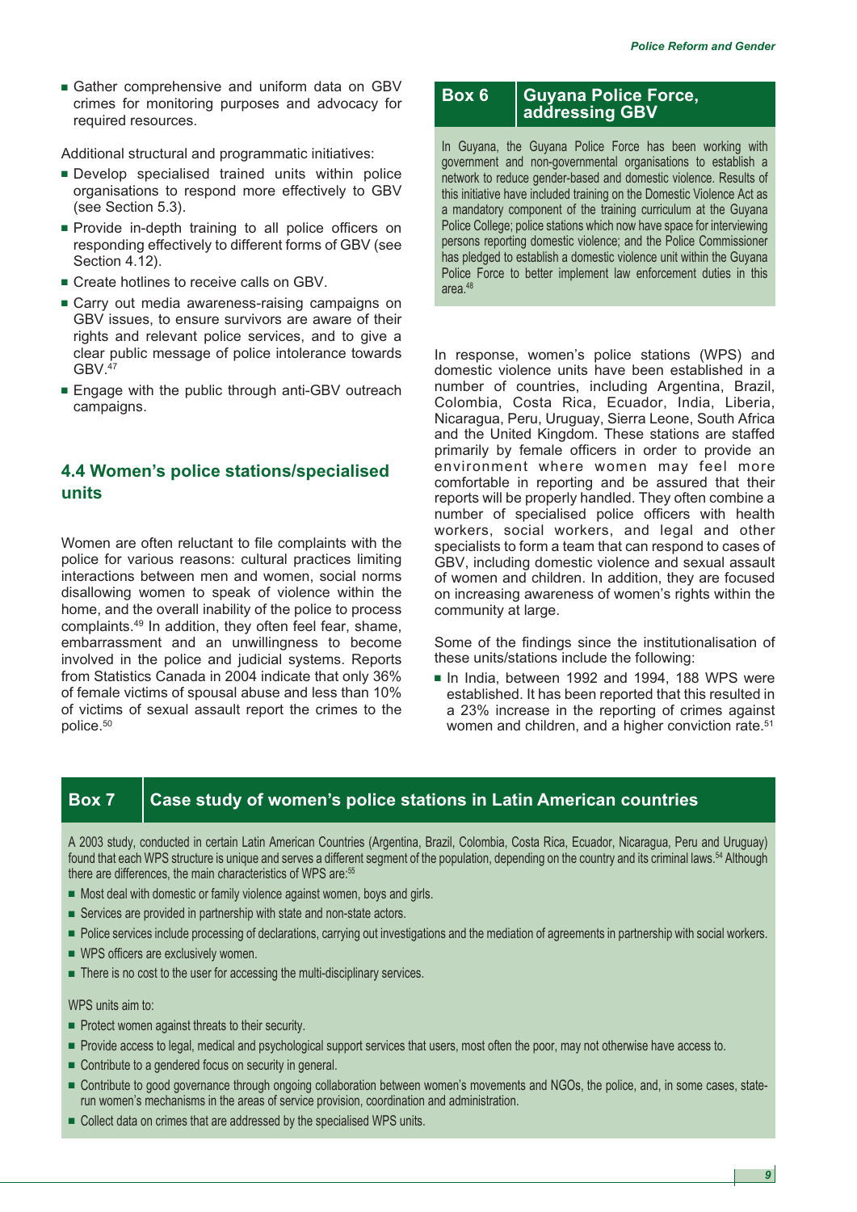- Gather comprehensive and uniform data on GBV crimes for monitoring purposes and advocacy for required resources.

Additional structural and programmatic initiatives:

- Develop specialised trained units within police organisations to respond more effectively to GBV (see Section 5.3).
- Provide in-depth training to all police officers on responding effectively to different forms of GBV (see Section 4.12).
- Create hotlines to receive calls on GBV.
- Carry out media awareness-raising campaigns on GBV issues, to ensure survivors are aware of their rights and relevant police services, and to give a clear public message of police intolerance towards GBV.[47]
- Engage with the public through anti-GBV outreach campaigns.

## 4.4 Women's police stations/specialised units

Women are often reluctant to file complaints with the police for various reasons: cultural practices limiting interactions between men and women, social norms disallowing women to speak of violence within the home, and the overall inability of the police to process complaints.[49] In addition, they often feel fear, shame, embarrassment and an unwillingness to become involved in the police and judicial systems. Reports from Statistics Canada in 2004 indicate that only 36% of female victims of spousal abuse and less than 10% of victims of sexual assault report the crimes to the police.[50]

**Box 6 — Guyana Police Force, addressing GBV**

In Guyana, the Guyana Police Force has been working with government and non-governmental organisations to establish a network to reduce gender-based and domestic violence. Results of this initiative have included training on the Domestic Violence Act as a mandatory component of the training curriculum at the Guyana Police College; police stations which now have space for interviewing persons reporting domestic violence; and the Police Commissioner has pledged to establish a domestic violence unit within the Guyana Police Force to better implement law enforcement duties in this area.[48]

In response, women's police stations (WPS) and domestic violence units have been established in a number of countries, including Argentina, Brazil, Colombia, Costa Rica, Ecuador, India, Liberia, Nicaragua, Peru, Uruguay, Sierra Leone, South Africa and the United Kingdom. These stations are staffed primarily by female officers in order to provide an environment where women may feel more comfortable in reporting and be assured that their reports will be properly handled. They often combine a number of specialised police officers with health workers, social workers, and legal and other specialists to form a team that can respond to cases of GBV, including domestic violence and sexual assault of women and children. In addition, they are focused on increasing awareness of women's rights within the community at large.

Some of the findings since the institutionalisation of these units/stations include the following:

- In India, between 1992 and 1994, 188 WPS were established. It has been reported that this resulted in a 23% increase in the reporting of crimes against women and children, and a higher conviction rate.[51]

**Box 7 — Case study of women's police stations in Latin American countries**

A 2003 study, conducted in certain Latin American Countries (Argentina, Brazil, Colombia, Costa Rica, Ecuador, Nicaragua, Peru and Uruguay) found that each WPS structure is unique and serves a different segment of the population, depending on the country and its criminal laws.[54] Although there are differences, the main characteristics of WPS are:[55]

- Most deal with domestic or family violence against women, boys and girls.
- Services are provided in partnership with state and non-state actors.
- Police services include processing of declarations, carrying out investigations and the mediation of agreements in partnership with social workers.
- WPS officers are exclusively women.
- There is no cost to the user for accessing the multi-disciplinary services.

WPS units aim to:

- Protect women against threats to their security.
- Provide access to legal, medical and psychological support services that users, most often the poor, may not otherwise have access to.
- Contribute to a gendered focus on security in general.
- Contribute to good governance through ongoing collaboration between women's movements and NGOs, the police, and, in some cases, state-run women's mechanisms in the areas of service provision, coordination and administration.
- Collect data on crimes that are addressed by the specialised WPS units.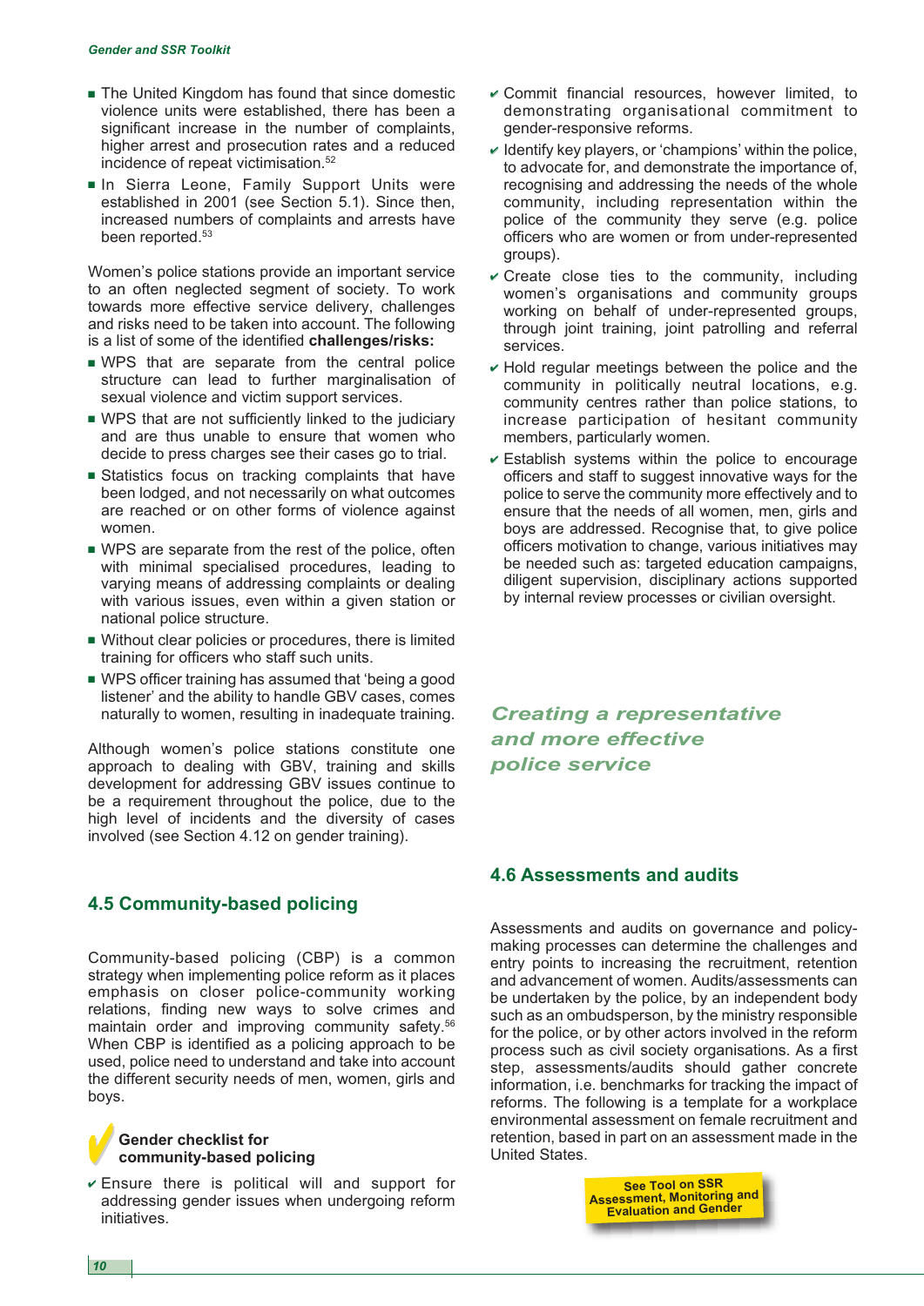- The United Kingdom has found that since domestic violence units were established, there has been a significant increase in the number of complaints, higher arrest and prosecution rates and a reduced incidence of repeat victimisation.[52]
- In Sierra Leone, Family Support Units were established in 2001 (see Section 5.1). Since then, increased numbers of complaints and arrests have been reported.[53]

Women's police stations provide an important service to an often neglected segment of society. To work towards more effective service delivery, challenges and risks need to be taken into account. The following is a list of some of the identified **challenges/risks:**

- WPS that are separate from the central police structure can lead to further marginalisation of sexual violence and victim support services.
- WPS that are not sufficiently linked to the judiciary and are thus unable to ensure that women who decide to press charges see their cases go to trial.
- Statistics focus on tracking complaints that have been lodged, and not necessarily on what outcomes are reached or on other forms of violence against women.
- WPS are separate from the rest of the police, often with minimal specialised procedures, leading to varying means of addressing complaints or dealing with various issues, even within a given station or national police structure.
- Without clear policies or procedures, there is limited training for officers who staff such units.
- WPS officer training has assumed that 'being a good listener' and the ability to handle GBV cases, comes naturally to women, resulting in inadequate training.

Although women's police stations constitute one approach to dealing with GBV, training and skills development for addressing GBV issues continue to be a requirement throughout the police, due to the high level of incidents and the diversity of cases involved (see Section 4.12 on gender training).

## 4.5 Community-based policing

Community-based policing (CBP) is a common strategy when implementing police reform as it places emphasis on closer police-community working relations, finding new ways to solve crimes and maintain order and improving community safety.[56] When CBP is identified as a policing approach to be used, police need to understand and take into account the different security needs of men, women, girls and boys.

### Gender checklist for community-based policing

- ✔ Ensure there is political will and support for addressing gender issues when undergoing reform initiatives.
- ✔ Commit financial resources, however limited, to demonstrating organisational commitment to gender-responsive reforms.
- ✔ Identify key players, or 'champions' within the police, to advocate for, and demonstrate the importance of, recognising and addressing the needs of the whole community, including representation within the police of the community they serve (e.g. police officers who are women or from under-represented groups).
- ✔ Create close ties to the community, including women's organisations and community groups working on behalf of under-represented groups, through joint training, joint patrolling and referral services.
- ✔ Hold regular meetings between the police and the community in politically neutral locations, e.g. community centres rather than police stations, to increase participation of hesitant community members, particularly women.
- ✔ Establish systems within the police to encourage officers and staff to suggest innovative ways for the police to serve the community more effectively and to ensure that the needs of all women, men, girls and boys are addressed. Recognise that, to give police officers motivation to change, various initiatives may be needed such as: targeted education campaigns, diligent supervision, disciplinary actions supported by internal review processes or civilian oversight.

## *Creating a representative and more effective police service*

## 4.6 Assessments and audits

Assessments and audits on governance and policy-making processes can determine the challenges and entry points to increasing the recruitment, retention and advancement of women. Audits/assessments can be undertaken by the police, by an independent body such as an ombudsperson, by the ministry responsible for the police, or by other actors involved in the reform process such as civil society organisations. As a first step, assessments/audits should gather concrete information, i.e. benchmarks for tracking the impact of reforms. The following is a template for a workplace environmental assessment on female recruitment and retention, based in part on an assessment made in the United States.

See Tool on SSR Assessment, Monitoring and Evaluation and Gender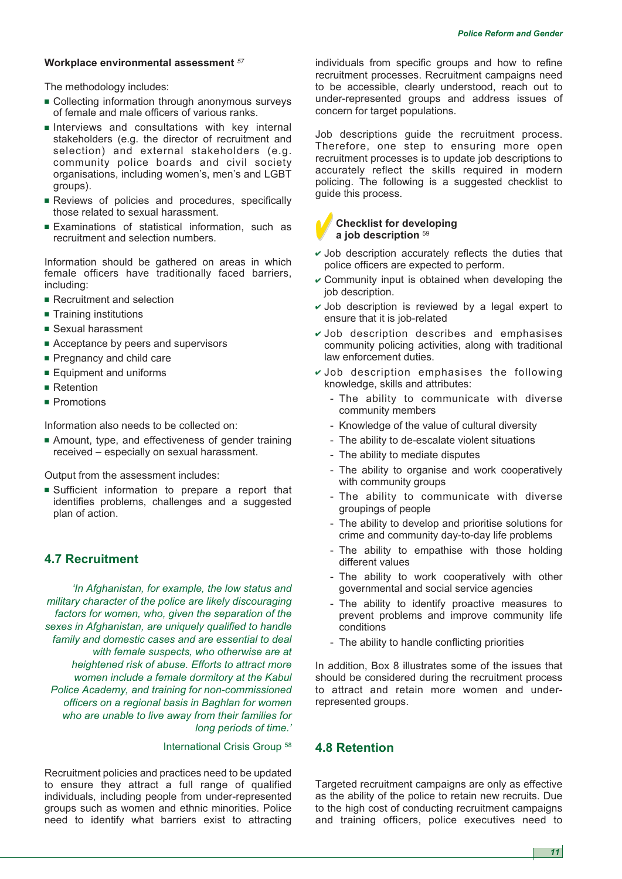**Workplace environmental assessment** [57]

The methodology includes:

- Collecting information through anonymous surveys of female and male officers of various ranks.
- Interviews and consultations with key internal stakeholders (e.g. the director of recruitment and selection) and external stakeholders (e.g. community police boards and civil society organisations, including women's, men's and LGBT groups).
- Reviews of policies and procedures, specifically those related to sexual harassment.
- Examinations of statistical information, such as recruitment and selection numbers.

Information should be gathered on areas in which female officers have traditionally faced barriers, including:

- Recruitment and selection
- Training institutions
- Sexual harassment
- Acceptance by peers and supervisors
- Pregnancy and child care
- Equipment and uniforms
- Retention
- Promotions

Information also needs to be collected on:

- Amount, type, and effectiveness of gender training received – especially on sexual harassment.

Output from the assessment includes:

- Sufficient information to prepare a report that identifies problems, challenges and a suggested plan of action.

## 4.7 Recruitment

*'In Afghanistan, for example, the low status and military character of the police are likely discouraging factors for women, who, given the separation of the sexes in Afghanistan, are uniquely qualified to handle family and domestic cases and are essential to deal with female suspects, who otherwise are at heightened risk of abuse. Efforts to attract more women include a female dormitory at the Kabul Police Academy, and training for non-commissioned officers on a regional basis in Baghlan for women who are unable to live away from their families for long periods of time.'*

International Crisis Group [58]

Recruitment policies and practices need to be updated to ensure they attract a full range of qualified individuals, including people from under-represented groups such as women and ethnic minorities. Police need to identify what barriers exist to attracting individuals from specific groups and how to refine recruitment processes. Recruitment campaigns need to be accessible, clearly understood, reach out to under-represented groups and address issues of concern for target populations.

Job descriptions guide the recruitment process. Therefore, one step to ensuring more open recruitment processes is to update job descriptions to accurately reflect the skills required in modern policing. The following is a suggested checklist to guide this process.

**Checklist for developing a job description** [59]

- ✔ Job description accurately reflects the duties that police officers are expected to perform.
- ✔ Community input is obtained when developing the job description.
- ✔ Job description is reviewed by a legal expert to ensure that it is job-related
- ✔ Job description describes and emphasises community policing activities, along with traditional law enforcement duties.
- ✔ Job description emphasises the following knowledge, skills and attributes:
  - The ability to communicate with diverse community members
  - Knowledge of the value of cultural diversity
  - The ability to de-escalate violent situations
  - The ability to mediate disputes
  - The ability to organise and work cooperatively with community groups
  - The ability to communicate with diverse groupings of people
  - The ability to develop and prioritise solutions for crime and community day-to-day life problems
  - The ability to empathise with those holding different values
  - The ability to work cooperatively with other governmental and social service agencies
  - The ability to identify proactive measures to prevent problems and improve community life conditions
  - The ability to handle conflicting priorities

In addition, Box 8 illustrates some of the issues that should be considered during the recruitment process to attract and retain more women and under-represented groups.

## 4.8 Retention

Targeted recruitment campaigns are only as effective as the ability of the police to retain new recruits. Due to the high cost of conducting recruitment campaigns and training officers, police executives need to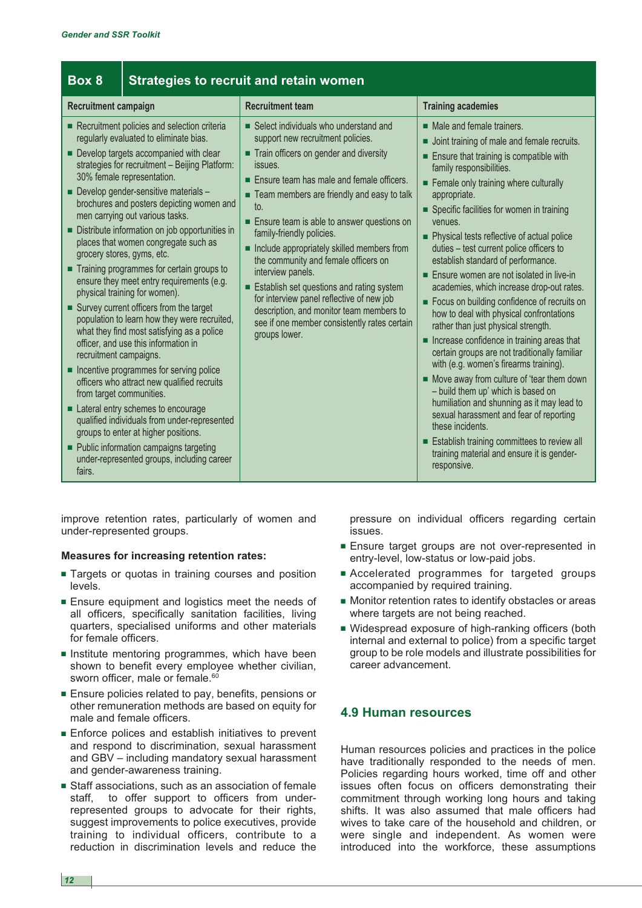**Box 8 Strategies to recruit and retain women**

| Recruitment campaign | Recruitment team | Training academies |
|---|---|---|
| ■ Recruitment policies and selection criteria regularly evaluated to eliminate bias.<br>■ Develop targets accompanied with clear strategies for recruitment – Beijing Platform: 30% female representation.<br>■ Develop gender-sensitive materials – brochures and posters depicting women and men carrying out various tasks.<br>■ Distribute information on job opportunities in places that women congregate such as grocery stores, gyms, etc.<br>■ Training programmes for certain groups to ensure they meet entry requirements (e.g. physical training for women).<br>■ Survey current officers from the target population to learn how they were recruited, what they find most satisfying as a police officer, and use this information in recruitment campaigns.<br>■ Incentive programmes for serving police officers who attract new qualified recruits from target communities.<br>■ Lateral entry schemes to encourage qualified individuals from under-represented groups to enter at higher positions.<br>■ Public information campaigns targeting under-represented groups, including career fairs. | ■ Select individuals who understand and support new recruitment policies.<br>■ Train officers on gender and diversity issues.<br>■ Ensure team has male and female officers.<br>■ Team members are friendly and easy to talk to.<br>■ Ensure team is able to answer questions on family-friendly policies.<br>■ Include appropriately skilled members from the community and female officers on interview panels.<br>■ Establish set questions and rating system for interview panel reflective of new job description, and monitor team members to see if one member consistently rates certain groups lower. | ■ Male and female trainers.<br>■ Joint training of male and female recruits.<br>■ Ensure that training is compatible with family responsibilities.<br>■ Female only training where culturally appropriate.<br>■ Specific facilities for women in training venues.<br>■ Physical tests reflective of actual police duties – test current police officers to establish standard of performance.<br>■ Ensure women are not isolated in live-in academies, which increase drop-out rates.<br>■ Focus on building confidence of recruits on how to deal with physical confrontations rather than just physical strength.<br>■ Increase confidence in training areas that certain groups are not traditionally familiar with (e.g. women's firearms training).<br>■ Move away from culture of 'tear them down – build them up' which is based on humiliation and shunning as it may lead to sexual harassment and fear of reporting these incidents.<br>■ Establish training committees to review all training material and ensure it is gender-responsive. |

improve retention rates, particularly of women and under-represented groups.

**Measures for increasing retention rates:**

- Targets or quotas in training courses and position levels.
- Ensure equipment and logistics meet the needs of all officers, specifically sanitation facilities, living quarters, specialised uniforms and other materials for female officers.
- Institute mentoring programmes, which have been shown to benefit every employee whether civilian, sworn officer, male or female.[60]
- Ensure policies related to pay, benefits, pensions or other remuneration methods are based on equity for male and female officers.
- Enforce polices and establish initiatives to prevent and respond to discrimination, sexual harassment and GBV – including mandatory sexual harassment and gender-awareness training.
- Staff associations, such as an association of female staff, to offer support to officers from under-represented groups to advocate for their rights, suggest improvements to police executives, provide training to individual officers, contribute to a reduction in discrimination levels and reduce the pressure on individual officers regarding certain issues.
- Ensure target groups are not over-represented in entry-level, low-status or low-paid jobs.
- Accelerated programmes for targeted groups accompanied by required training.
- Monitor retention rates to identify obstacles or areas where targets are not being reached.
- Widespread exposure of high-ranking officers (both internal and external to police) from a specific target group to be role models and illustrate possibilities for career advancement.

## 4.9 Human resources

Human resources policies and practices in the police have traditionally responded to the needs of men. Policies regarding hours worked, time off and other issues often focus on officers demonstrating their commitment through working long hours and taking shifts. It was also assumed that male officers had wives to take care of the household and children, or were single and independent. As women were introduced into the workforce, these assumptions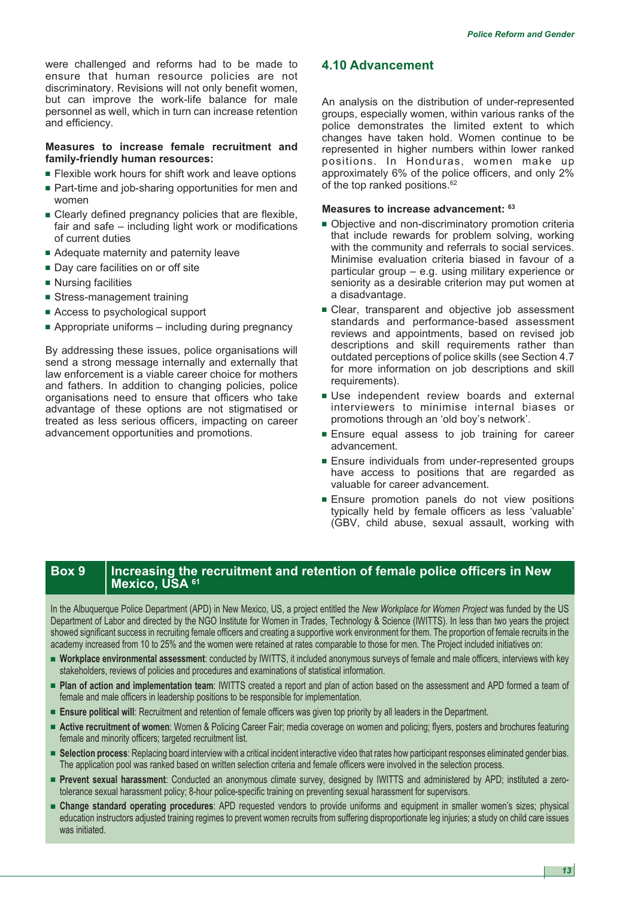were challenged and reforms had to be made to ensure that human resource policies are not discriminatory. Revisions will not only benefit women, but can improve the work-life balance for male personnel as well, which in turn can increase retention and efficiency.

**Measures to increase female recruitment and family-friendly human resources:**

- Flexible work hours for shift work and leave options
- Part-time and job-sharing opportunities for men and women
- Clearly defined pregnancy policies that are flexible, fair and safe – including light work or modifications of current duties
- Adequate maternity and paternity leave
- Day care facilities on or off site
- Nursing facilities
- Stress-management training
- Access to psychological support
- Appropriate uniforms – including during pregnancy

By addressing these issues, police organisations will send a strong message internally and externally that law enforcement is a viable career choice for mothers and fathers. In addition to changing policies, police organisations need to ensure that officers who take advantage of these options are not stigmatised or treated as less serious officers, impacting on career advancement opportunities and promotions.

## 4.10 Advancement

An analysis on the distribution of under-represented groups, especially women, within various ranks of the police demonstrates the limited extent to which changes have taken hold. Women continue to be represented in higher numbers within lower ranked positions. In Honduras, women make up approximately 6% of the police officers, and only 2% of the top ranked positions.[62]

**Measures to increase advancement:** [63]

- Objective and non-discriminatory promotion criteria that include rewards for problem solving, working with the community and referrals to social services. Minimise evaluation criteria biased in favour of a particular group – e.g. using military experience or seniority as a desirable criterion may put women at a disadvantage.
- Clear, transparent and objective job assessment standards and performance-based assessment reviews and appointments, based on revised job descriptions and skill requirements rather than outdated perceptions of police skills (see Section 4.7 for more information on job descriptions and skill requirements).
- Use independent review boards and external interviewers to minimise internal biases or promotions through an 'old boy's network'.
- Ensure equal assess to job training for career advancement.
- Ensure individuals from under-represented groups have access to positions that are regarded as valuable for career advancement.
- Ensure promotion panels do not view positions typically held by female officers as less 'valuable' (GBV, child abuse, sexual assault, working with

### Box 9 Increasing the recruitment and retention of female police officers in New Mexico, USA [61]

In the Albuquerque Police Department (APD) in New Mexico, US, a project entitled the *New Workplace for Women Project* was funded by the US Department of Labor and directed by the NGO Institute for Women in Trades, Technology & Science (IWITTS). In less than two years the project showed significant success in recruiting female officers and creating a supportive work environment for them. The proportion of female recruits in the academy increased from 10 to 25% and the women were retained at rates comparable to those for men. The Project included initiatives on:

- **Workplace environmental assessment**: conducted by IWITTS, it included anonymous surveys of female and male officers, interviews with key stakeholders, reviews of policies and procedures and examinations of statistical information.
- **Plan of action and implementation team**: IWITTS created a report and plan of action based on the assessment and APD formed a team of female and male officers in leadership positions to be responsible for implementation.
- **Ensure political will**: Recruitment and retention of female officers was given top priority by all leaders in the Department.
- **Active recruitment of women**: Women & Policing Career Fair; media coverage on women and policing; flyers, posters and brochures featuring female and minority officers; targeted recruitment list.
- **Selection process**: Replacing board interview with a critical incident interactive video that rates how participant responses eliminated gender bias. The application pool was ranked based on written selection criteria and female officers were involved in the selection process.
- **Prevent sexual harassment**: Conducted an anonymous climate survey, designed by IWITTS and administered by APD; instituted a zero-tolerance sexual harassment policy; 8-hour police-specific training on preventing sexual harassment for supervisors.
- **Change standard operating procedures**: APD requested vendors to provide uniforms and equipment in smaller women's sizes; physical education instructors adjusted training regimes to prevent women recruits from suffering disproportionate leg injuries; a study on child care issues was initiated.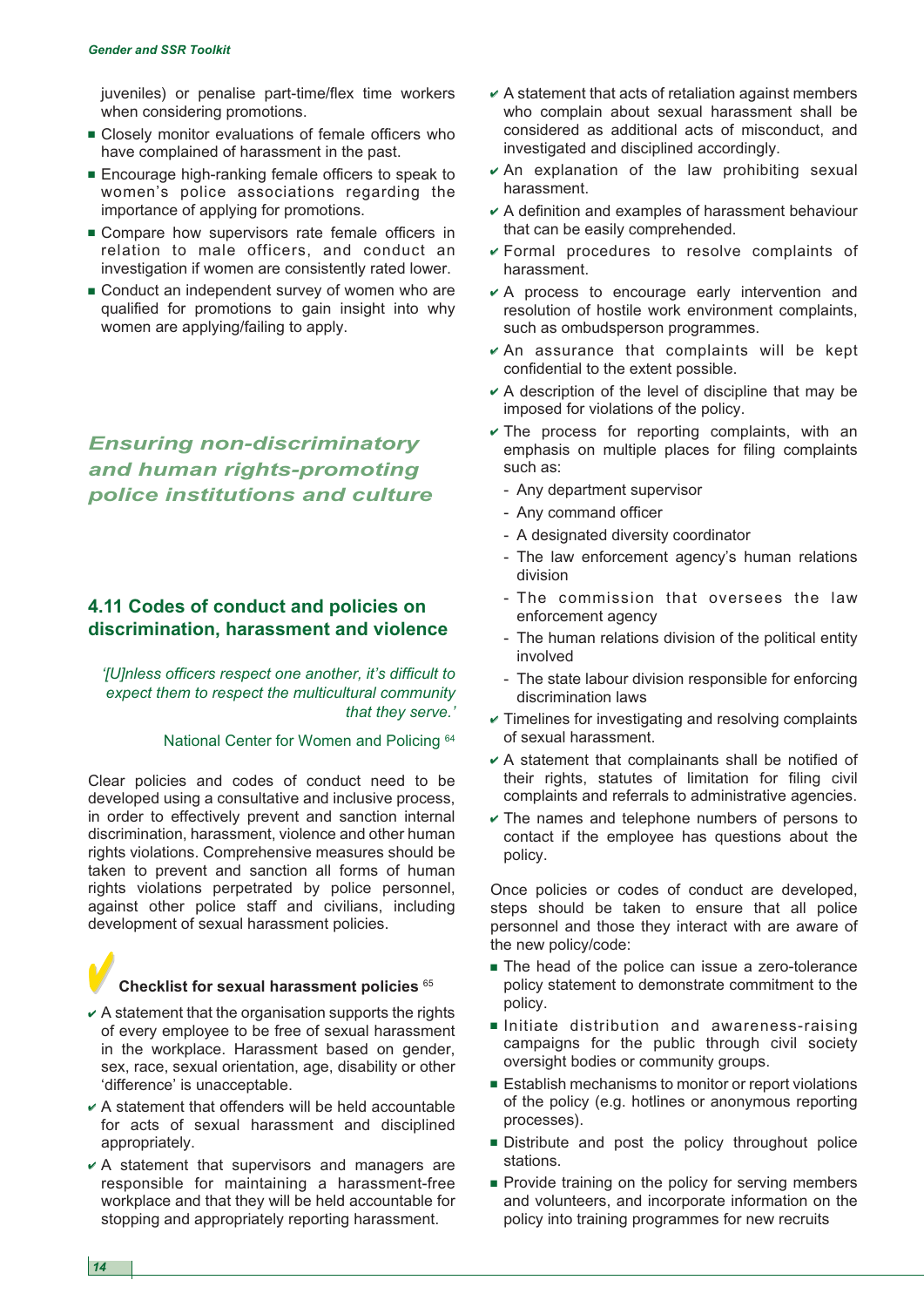juveniles) or penalise part-time/flex time workers when considering promotions.

- Closely monitor evaluations of female officers who have complained of harassment in the past.
- Encourage high-ranking female officers to speak to women's police associations regarding the importance of applying for promotions.
- Compare how supervisors rate female officers in relation to male officers, and conduct an investigation if women are consistently rated lower.
- Conduct an independent survey of women who are qualified for promotions to gain insight into why women are applying/failing to apply.

## *Ensuring non-discriminatory and human rights-promoting police institutions and culture*

### 4.11 Codes of conduct and policies on discrimination, harassment and violence

> *'[U]nless officers respect one another, it's difficult to expect them to respect the multicultural community that they serve.'*
>
> National Center for Women and Policing [64]

Clear policies and codes of conduct need to be developed using a consultative and inclusive process, in order to effectively prevent and sanction internal discrimination, harassment, violence and other human rights violations. Comprehensive measures should be taken to prevent and sanction all forms of human rights violations perpetrated by police personnel, against other police staff and civilians, including development of sexual harassment policies.

**Checklist for sexual harassment policies** [65]

- ✔ A statement that the organisation supports the rights of every employee to be free of sexual harassment in the workplace. Harassment based on gender, sex, race, sexual orientation, age, disability or other 'difference' is unacceptable.
- ✔ A statement that offenders will be held accountable for acts of sexual harassment and disciplined appropriately.
- ✔ A statement that supervisors and managers are responsible for maintaining a harassment-free workplace and that they will be held accountable for stopping and appropriately reporting harassment.
- ✔ A statement that acts of retaliation against members who complain about sexual harassment shall be considered as additional acts of misconduct, and investigated and disciplined accordingly.
- ✔ An explanation of the law prohibiting sexual harassment.
- ✔ A definition and examples of harassment behaviour that can be easily comprehended.
- ✔ Formal procedures to resolve complaints of harassment.
- ✔ A process to encourage early intervention and resolution of hostile work environment complaints, such as ombudsperson programmes.
- ✔ An assurance that complaints will be kept confidential to the extent possible.
- ✔ A description of the level of discipline that may be imposed for violations of the policy.
- ✔ The process for reporting complaints, with an emphasis on multiple places for filing complaints such as:
  - Any department supervisor
  - Any command officer
  - A designated diversity coordinator
  - The law enforcement agency's human relations division
  - The commission that oversees the law enforcement agency
  - The human relations division of the political entity involved
  - The state labour division responsible for enforcing discrimination laws
- ✔ Timelines for investigating and resolving complaints of sexual harassment.
- ✔ A statement that complainants shall be notified of their rights, statutes of limitation for filing civil complaints and referrals to administrative agencies.
- ✔ The names and telephone numbers of persons to contact if the employee has questions about the policy.

Once policies or codes of conduct are developed, steps should be taken to ensure that all police personnel and those they interact with are aware of the new policy/code:

- The head of the police can issue a zero-tolerance policy statement to demonstrate commitment to the policy.
- Initiate distribution and awareness-raising campaigns for the public through civil society oversight bodies or community groups.
- Establish mechanisms to monitor or report violations of the policy (e.g. hotlines or anonymous reporting processes).
- Distribute and post the policy throughout police stations.
- Provide training on the policy for serving members and volunteers, and incorporate information on the policy into training programmes for new recruits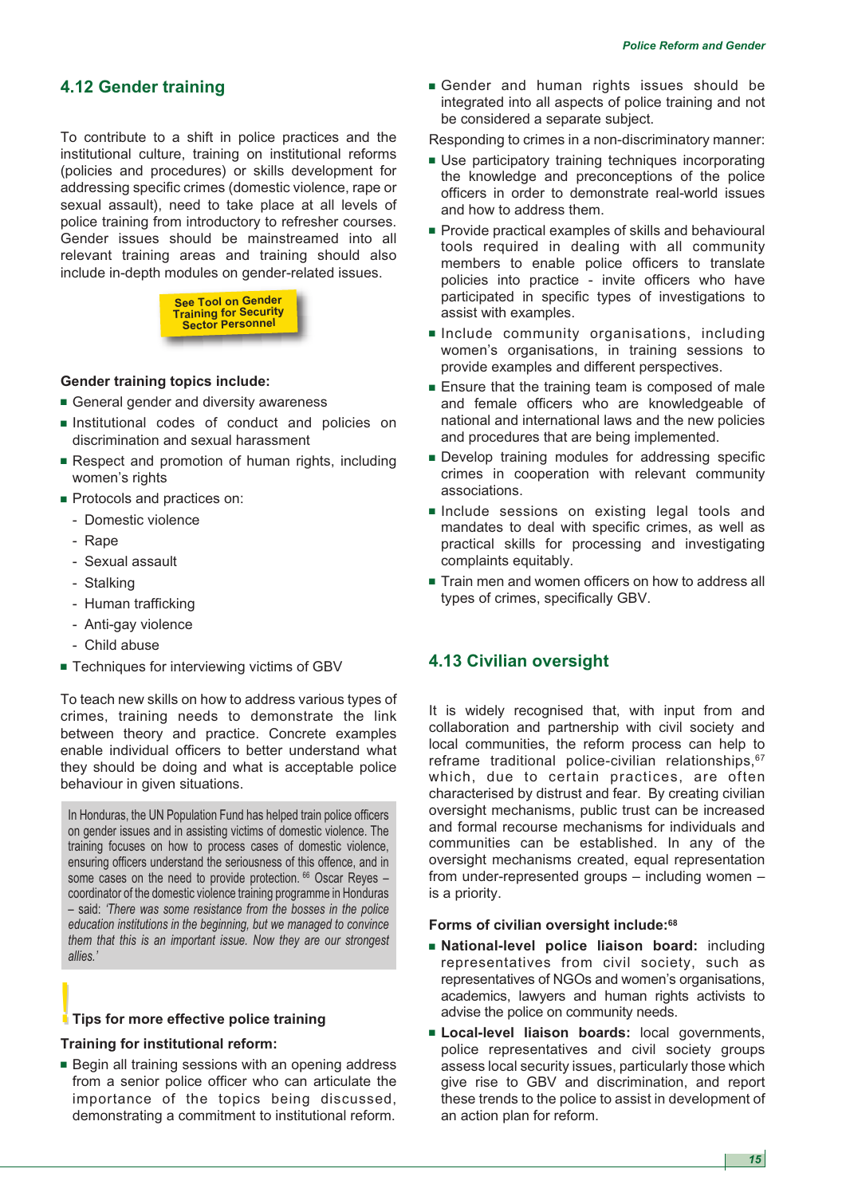## 4.12 Gender training

To contribute to a shift in police practices and the institutional culture, training on institutional reforms (policies and procedures) or skills development for addressing specific crimes (domestic violence, rape or sexual assault), need to take place at all levels of police training from introductory to refresher courses. Gender issues should be mainstreamed into all relevant training areas and training should also include in-depth modules on gender-related issues.

See Tool on Gender Training for Security Sector Personnel

**Gender training topics include:**

- General gender and diversity awareness
- Institutional codes of conduct and policies on discrimination and sexual harassment
- Respect and promotion of human rights, including women's rights
- Protocols and practices on:
  - Domestic violence
  - Rape
  - Sexual assault
  - Stalking
  - Human trafficking
  - Anti-gay violence
  - Child abuse
- Techniques for interviewing victims of GBV

To teach new skills on how to address various types of crimes, training needs to demonstrate the link between theory and practice. Concrete examples enable individual officers to better understand what they should be doing and what is acceptable police behaviour in given situations.

> In Honduras, the UN Population Fund has helped train police officers on gender issues and in assisting victims of domestic violence. The training focuses on how to process cases of domestic violence, ensuring officers understand the seriousness of this offence, and in some cases on the need to provide protection.[66] Oscar Reyes – coordinator of the domestic violence training programme in Honduras – said: *'There was some resistance from the bosses in the police education institutions in the beginning, but we managed to convince them that this is an important issue. Now they are our strongest allies.'*

### Tips for more effective police training

**Training for institutional reform:**

- Begin all training sessions with an opening address from a senior police officer who can articulate the importance of the topics being discussed, demonstrating a commitment to institutional reform.
- Gender and human rights issues should be integrated into all aspects of police training and not be considered a separate subject.

Responding to crimes in a non-discriminatory manner:

- Use participatory training techniques incorporating the knowledge and preconceptions of the police officers in order to demonstrate real-world issues and how to address them.
- Provide practical examples of skills and behavioural tools required in dealing with all community members to enable police officers to translate policies into practice - invite officers who have participated in specific types of investigations to assist with examples.
- Include community organisations, including women's organisations, in training sessions to provide examples and different perspectives.
- Ensure that the training team is composed of male and female officers who are knowledgeable of national and international laws and the new policies and procedures that are being implemented.
- Develop training modules for addressing specific crimes in cooperation with relevant community associations.
- Include sessions on existing legal tools and mandates to deal with specific crimes, as well as practical skills for processing and investigating complaints equitably.
- Train men and women officers on how to address all types of crimes, specifically GBV.

## 4.13 Civilian oversight

It is widely recognised that, with input from and collaboration and partnership with civil society and local communities, the reform process can help to reframe traditional police-civilian relationships,[67] which, due to certain practices, are often characterised by distrust and fear. By creating civilian oversight mechanisms, public trust can be increased and formal recourse mechanisms for individuals and communities can be established. In any of the oversight mechanisms created, equal representation from under-represented groups – including women – is a priority.

**Forms of civilian oversight include:**[68]

- **National-level police liaison board:** including representatives from civil society, such as representatives of NGOs and women's organisations, academics, lawyers and human rights activists to advise the police on community needs.
- **Local-level liaison boards:** local governments, police representatives and civil society groups assess local security issues, particularly those which give rise to GBV and discrimination, and report these trends to the police to assist in development of an action plan for reform.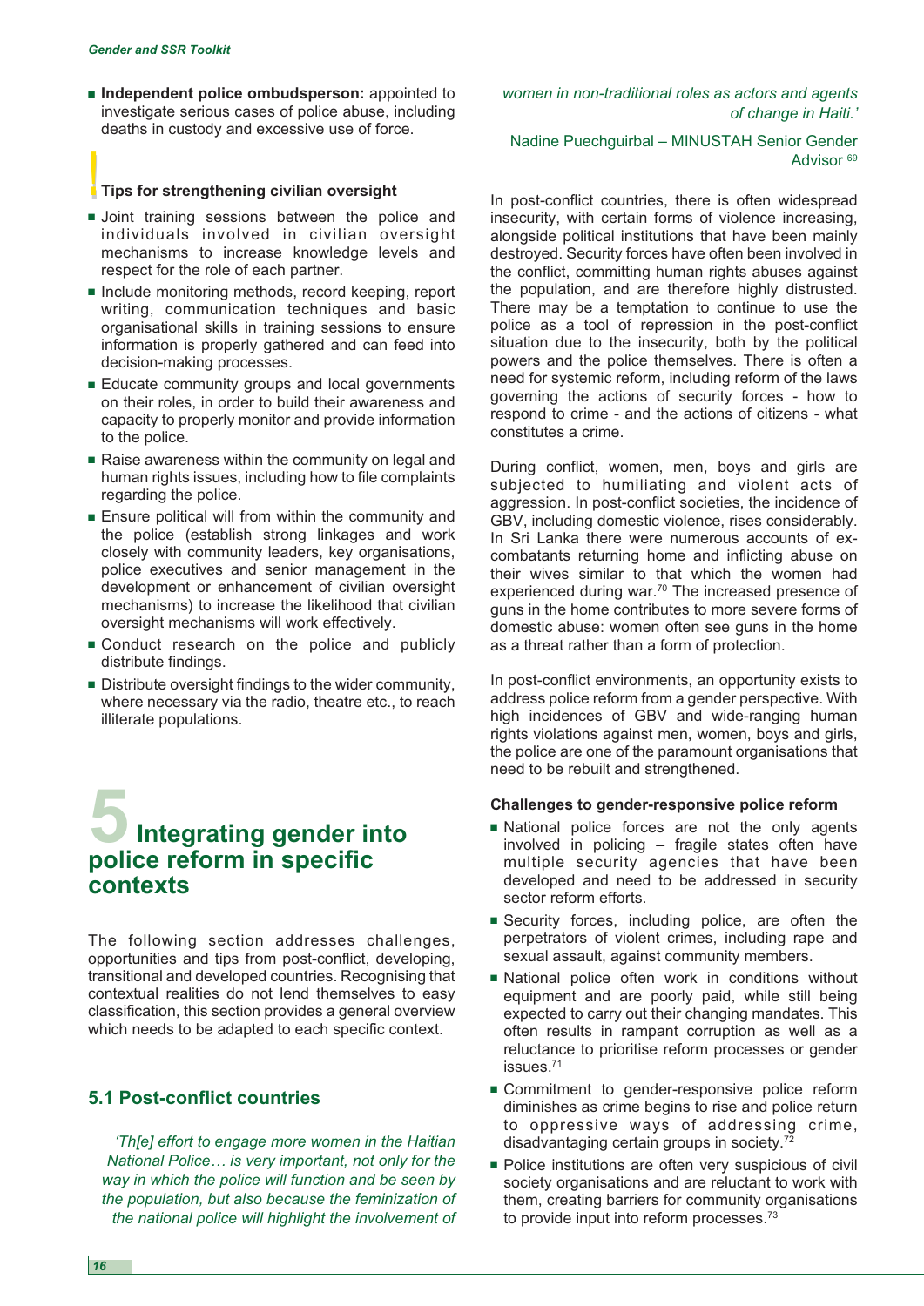- **Independent police ombudsperson:** appointed to investigate serious cases of police abuse, including deaths in custody and excessive use of force.

**Tips for strengthening civilian oversight**

- Joint training sessions between the police and individuals involved in civilian oversight mechanisms to increase knowledge levels and respect for the role of each partner.
- Include monitoring methods, record keeping, report writing, communication techniques and basic organisational skills in training sessions to ensure information is properly gathered and can feed into decision-making processes.
- Educate community groups and local governments on their roles, in order to build their awareness and capacity to properly monitor and provide information to the police.
- Raise awareness within the community on legal and human rights issues, including how to file complaints regarding the police.
- Ensure political will from within the community and the police (establish strong linkages and work closely with community leaders, key organisations, police executives and senior management in the development or enhancement of civilian oversight mechanisms) to increase the likelihood that civilian oversight mechanisms will work effectively.
- Conduct research on the police and publicly distribute findings.
- Distribute oversight findings to the wider community, where necessary via the radio, theatre etc., to reach illiterate populations.

# 5 Integrating gender into police reform in specific contexts

The following section addresses challenges, opportunities and tips from post-conflict, developing, transitional and developed countries. Recognising that contextual realities do not lend themselves to easy classification, this section provides a general overview which needs to be adapted to each specific context.

## 5.1 Post-conflict countries

*'Th[e] effort to engage more women in the Haitian National Police… is very important, not only for the way in which the police will function and be seen by the population, but also because the feminization of the national police will highlight the involvement of women in non-traditional roles as actors and agents of change in Haiti.'*

Nadine Puechguirbal – MINUSTAH Senior Gender Advisor [69]

In post-conflict countries, there is often widespread insecurity, with certain forms of violence increasing, alongside political institutions that have been mainly destroyed. Security forces have often been involved in the conflict, committing human rights abuses against the population, and are therefore highly distrusted. There may be a temptation to continue to use the police as a tool of repression in the post-conflict situation due to the insecurity, both by the political powers and the police themselves. There is often a need for systemic reform, including reform of the laws governing the actions of security forces - how to respond to crime - and the actions of citizens - what constitutes a crime.

During conflict, women, men, boys and girls are subjected to humiliating and violent acts of aggression. In post-conflict societies, the incidence of GBV, including domestic violence, rises considerably. In Sri Lanka there were numerous accounts of ex-combatants returning home and inflicting abuse on their wives similar to that which the women had experienced during war.[70] The increased presence of guns in the home contributes to more severe forms of domestic abuse: women often see guns in the home as a threat rather than a form of protection.

In post-conflict environments, an opportunity exists to address police reform from a gender perspective. With high incidences of GBV and wide-ranging human rights violations against men, women, boys and girls, the police are one of the paramount organisations that need to be rebuilt and strengthened.

**Challenges to gender-responsive police reform**

- National police forces are not the only agents involved in policing – fragile states often have multiple security agencies that have been developed and need to be addressed in security sector reform efforts.
- Security forces, including police, are often the perpetrators of violent crimes, including rape and sexual assault, against community members.
- National police often work in conditions without equipment and are poorly paid, while still being expected to carry out their changing mandates. This often results in rampant corruption as well as a reluctance to prioritise reform processes or gender issues.[71]
- Commitment to gender-responsive police reform diminishes as crime begins to rise and police return to oppressive ways of addressing crime, disadvantaging certain groups in society.[72]
- Police institutions are often very suspicious of civil society organisations and are reluctant to work with them, creating barriers for community organisations to provide input into reform processes.[73]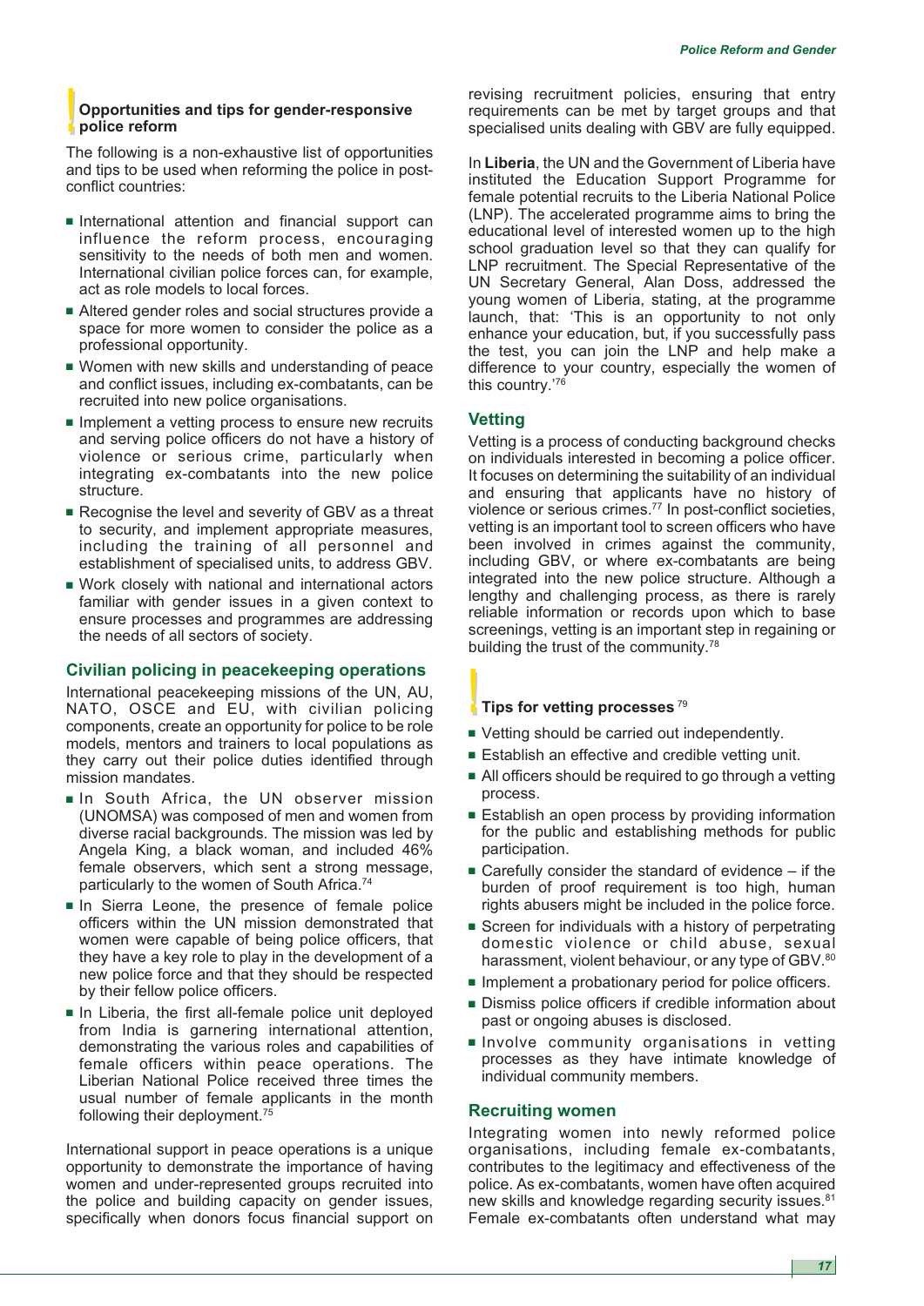### Opportunities and tips for gender-responsive police reform

The following is a non-exhaustive list of opportunities and tips to be used when reforming the police in post-conflict countries:

- International attention and financial support can influence the reform process, encouraging sensitivity to the needs of both men and women. International civilian police forces can, for example, act as role models to local forces.
- Altered gender roles and social structures provide a space for more women to consider the police as a professional opportunity.
- Women with new skills and understanding of peace and conflict issues, including ex-combatants, can be recruited into new police organisations.
- Implement a vetting process to ensure new recruits and serving police officers do not have a history of violence or serious crime, particularly when integrating ex-combatants into the new police structure.
- Recognise the level and severity of GBV as a threat to security, and implement appropriate measures, including the training of all personnel and establishment of specialised units, to address GBV.
- Work closely with national and international actors familiar with gender issues in a given context to ensure processes and programmes are addressing the needs of all sectors of society.

### Civilian policing in peacekeeping operations

International peacekeeping missions of the UN, AU, NATO, OSCE and EU, with civilian policing components, create an opportunity for police to be role models, mentors and trainers to local populations as they carry out their police duties identified through mission mandates.

- In South Africa, the UN observer mission (UNOMSA) was composed of men and women from diverse racial backgrounds. The mission was led by Angela King, a black woman, and included 46% female observers, which sent a strong message, particularly to the women of South Africa.[74]
- In Sierra Leone, the presence of female police officers within the UN mission demonstrated that women were capable of being police officers, that they have a key role to play in the development of a new police force and that they should be respected by their fellow police officers.
- In Liberia, the first all-female police unit deployed from India is garnering international attention, demonstrating the various roles and capabilities of female officers within peace operations. The Liberian National Police received three times the usual number of female applicants in the month following their deployment.[75]

International support in peace operations is a unique opportunity to demonstrate the importance of having women and under-represented groups recruited into the police and building capacity on gender issues, specifically when donors focus financial support on revising recruitment policies, ensuring that entry requirements can be met by target groups and that specialised units dealing with GBV are fully equipped.

In **Liberia**, the UN and the Government of Liberia have instituted the Education Support Programme for female potential recruits to the Liberia National Police (LNP). The accelerated programme aims to bring the educational level of interested women up to the high school graduation level so that they can qualify for LNP recruitment. The Special Representative of the UN Secretary General, Alan Doss, addressed the young women of Liberia, stating, at the programme launch, that: 'This is an opportunity to not only enhance your education, but, if you successfully pass the test, you can join the LNP and help make a difference to your country, especially the women of this country.'[76]

### Vetting

Vetting is a process of conducting background checks on individuals interested in becoming a police officer. It focuses on determining the suitability of an individual and ensuring that applicants have no history of violence or serious crimes.[77] In post-conflict societies, vetting is an important tool to screen officers who have been involved in crimes against the community, including GBV, or where ex-combatants are being integrated into the new police structure. Although a lengthy and challenging process, as there is rarely reliable information or records upon which to base screenings, vetting is an important step in regaining or building the trust of the community.[78]

### Tips for vetting processes[79]

- Vetting should be carried out independently.
- Establish an effective and credible vetting unit.
- All officers should be required to go through a vetting process.
- Establish an open process by providing information for the public and establishing methods for public participation.
- Carefully consider the standard of evidence – if the burden of proof requirement is too high, human rights abusers might be included in the police force.
- Screen for individuals with a history of perpetrating domestic violence or child abuse, sexual harassment, violent behaviour, or any type of GBV.[80]
- Implement a probationary period for police officers.
- Dismiss police officers if credible information about past or ongoing abuses is disclosed.
- Involve community organisations in vetting processes as they have intimate knowledge of individual community members.

### Recruiting women

Integrating women into newly reformed police organisations, including female ex-combatants, contributes to the legitimacy and effectiveness of the police. As ex-combatants, women have often acquired new skills and knowledge regarding security issues.[81] Female ex-combatants often understand what may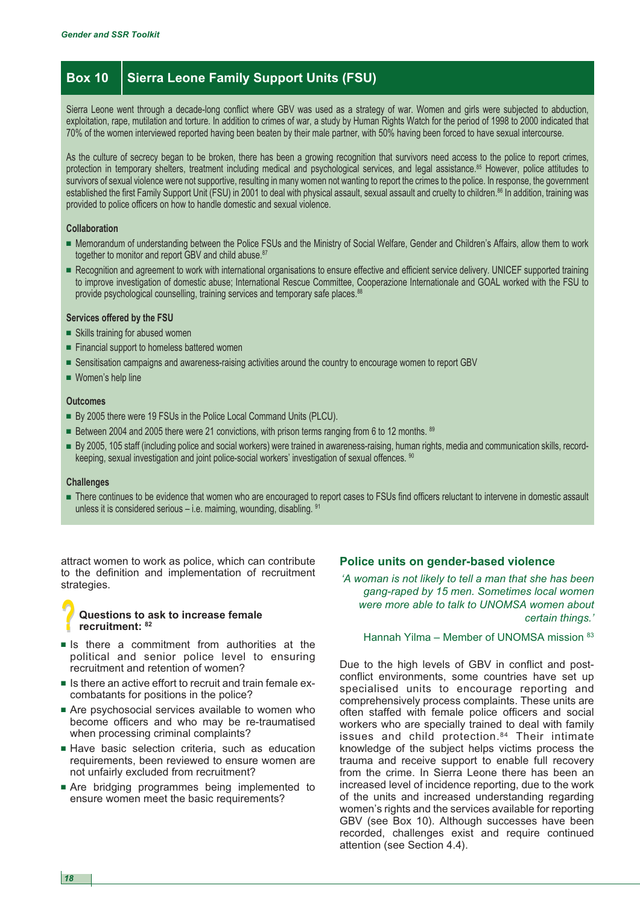## Box 10 Sierra Leone Family Support Units (FSU)

Sierra Leone went through a decade-long conflict where GBV was used as a strategy of war. Women and girls were subjected to abduction, exploitation, rape, mutilation and torture. In addition to crimes of war, a study by Human Rights Watch for the period of 1998 to 2000 indicated that 70% of the women interviewed reported having been beaten by their male partner, with 50% having been forced to have sexual intercourse.

As the culture of secrecy began to be broken, there has been a growing recognition that survivors need access to the police to report crimes, protection in temporary shelters, treatment including medical and psychological services, and legal assistance.[85] However, police attitudes to survivors of sexual violence were not supportive, resulting in many women not wanting to report the crimes to the police. In response, the government established the first Family Support Unit (FSU) in 2001 to deal with physical assault, sexual assault and cruelty to children.[86] In addition, training was provided to police officers on how to handle domestic and sexual violence.

**Collaboration**

- Memorandum of understanding between the Police FSUs and the Ministry of Social Welfare, Gender and Children's Affairs, allow them to work together to monitor and report GBV and child abuse.[87]
- Recognition and agreement to work with international organisations to ensure effective and efficient service delivery. UNICEF supported training to improve investigation of domestic abuse; International Rescue Committee, Cooperazione Internationale and GOAL worked with the FSU to provide psychological counselling, training services and temporary safe places.[88]

**Services offered by the FSU**

- Skills training for abused women
- Financial support to homeless battered women
- Sensitisation campaigns and awareness-raising activities around the country to encourage women to report GBV
- Women's help line

**Outcomes**

- By 2005 there were 19 FSUs in the Police Local Command Units (PLCU).
- Between 2004 and 2005 there were 21 convictions, with prison terms ranging from 6 to 12 months.[89]
- By 2005, 105 staff (including police and social workers) were trained in awareness-raising, human rights, media and communication skills, record-keeping, sexual investigation and joint police-social workers' investigation of sexual offences.[90]

**Challenges**

- There continues to be evidence that women who are encouraged to report cases to FSUs find officers reluctant to intervene in domestic assault unless it is considered serious – i.e. maiming, wounding, disabling.[91]

attract women to work as police, which can contribute to the definition and implementation of recruitment strategies.

**Questions to ask to increase female recruitment:**[82]

- Is there a commitment from authorities at the political and senior police level to ensuring recruitment and retention of women?
- Is there an active effort to recruit and train female ex-combatants for positions in the police?
- Are psychosocial services available to women who become officers and who may be re-traumatised when processing criminal complaints?
- Have basic selection criteria, such as education requirements, been reviewed to ensure women are not unfairly excluded from recruitment?
- Are bridging programmes being implemented to ensure women meet the basic requirements?

### Police units on gender-based violence

*'A woman is not likely to tell a man that she has been gang-raped by 15 men. Sometimes local women were more able to talk to UNOMSA women about certain things.'*

Hannah Yilma – Member of UNOMSA mission[83]

Due to the high levels of GBV in conflict and post-conflict environments, some countries have set up specialised units to encourage reporting and comprehensively process complaints. These units are often staffed with female police officers and social workers who are specially trained to deal with family issues and child protection.[84] Their intimate knowledge of the subject helps victims process the trauma and receive support to enable full recovery from the crime. In Sierra Leone there has been an increased level of incidence reporting, due to the work of the units and increased understanding regarding women's rights and the services available for reporting GBV (see Box 10). Although successes have been recorded, challenges exist and require continued attention (see Section 4.4).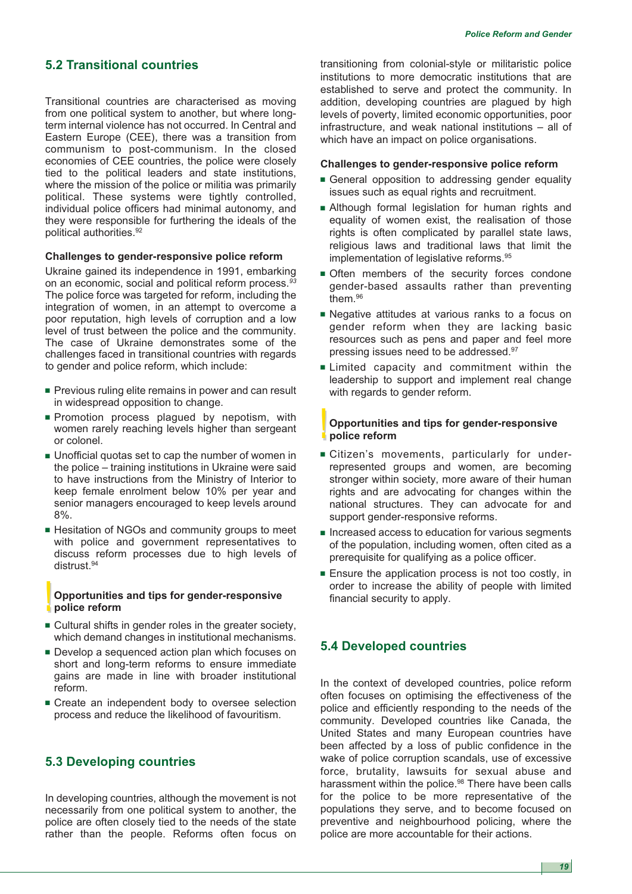## 5.2 Transitional countries

Transitional countries are characterised as moving from one political system to another, but where long-term internal violence has not occurred. In Central and Eastern Europe (CEE), there was a transition from communism to post-communism. In the closed economies of CEE countries, the police were closely tied to the political leaders and state institutions, where the mission of the police or militia was primarily political. These systems were tightly controlled, individual police officers had minimal autonomy, and they were responsible for furthering the ideals of the political authorities.[92]

### Challenges to gender-responsive police reform

Ukraine gained its independence in 1991, embarking on an economic, social and political reform process.[93] The police force was targeted for reform, including the integration of women, in an attempt to overcome a poor reputation, high levels of corruption and a low level of trust between the police and the community. The case of Ukraine demonstrates some of the challenges faced in transitional countries with regards to gender and police reform, which include:

- Previous ruling elite remains in power and can result in widespread opposition to change.
- Promotion process plagued by nepotism, with women rarely reaching levels higher than sergeant or colonel.
- Unofficial quotas set to cap the number of women in the police – training institutions in Ukraine were said to have instructions from the Ministry of Interior to keep female enrolment below 10% per year and senior managers encouraged to keep levels around 8%.
- Hesitation of NGOs and community groups to meet with police and government representatives to discuss reform processes due to high levels of distrust.[94]

### Opportunities and tips for gender-responsive police reform

- Cultural shifts in gender roles in the greater society, which demand changes in institutional mechanisms.
- Develop a sequenced action plan which focuses on short and long-term reforms to ensure immediate gains are made in line with broader institutional reform.
- Create an independent body to oversee selection process and reduce the likelihood of favouritism.

## 5.3 Developing countries

In developing countries, although the movement is not necessarily from one political system to another, the police are often closely tied to the needs of the state rather than the people. Reforms often focus on transitioning from colonial-style or militaristic police institutions to more democratic institutions that are established to serve and protect the community. In addition, developing countries are plagued by high levels of poverty, limited economic opportunities, poor infrastructure, and weak national institutions – all of which have an impact on police organisations.

### Challenges to gender-responsive police reform

- General opposition to addressing gender equality issues such as equal rights and recruitment.
- Although formal legislation for human rights and equality of women exist, the realisation of those rights is often complicated by parallel state laws, religious laws and traditional laws that limit the implementation of legislative reforms.[95]
- Often members of the security forces condone gender-based assaults rather than preventing them.[96]
- Negative attitudes at various ranks to a focus on gender reform when they are lacking basic resources such as pens and paper and feel more pressing issues need to be addressed.[97]
- Limited capacity and commitment within the leadership to support and implement real change with regards to gender reform.

### Opportunities and tips for gender-responsive police reform

- Citizen's movements, particularly for under-represented groups and women, are becoming stronger within society, more aware of their human rights and are advocating for changes within the national structures. They can advocate for and support gender-responsive reforms.
- Increased access to education for various segments of the population, including women, often cited as a prerequisite for qualifying as a police officer.
- Ensure the application process is not too costly, in order to increase the ability of people with limited financial security to apply.

## 5.4 Developed countries

In the context of developed countries, police reform often focuses on optimising the effectiveness of the police and efficiently responding to the needs of the community. Developed countries like Canada, the United States and many European countries have been affected by a loss of public confidence in the wake of police corruption scandals, use of excessive force, brutality, lawsuits for sexual abuse and harassment within the police.[98] There have been calls for the police to be more representative of the populations they serve, and to become focused on preventive and neighbourhood policing, where the police are more accountable for their actions.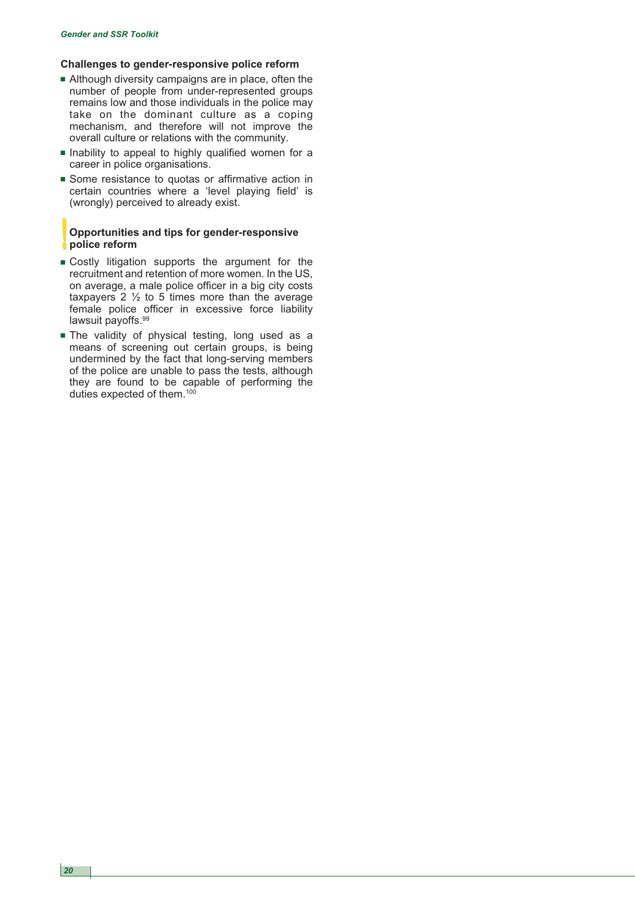### Challenges to gender-responsive police reform

- Although diversity campaigns are in place, often the number of people from under-represented groups remains low and those individuals in the police may take on the dominant culture as a coping mechanism, and therefore will not improve the overall culture or relations with the community.
- Inability to appeal to highly qualified women for a career in police organisations.
- Some resistance to quotas or affirmative action in certain countries where a 'level playing field' is (wrongly) perceived to already exist.

### Opportunities and tips for gender-responsive police reform

- Costly litigation supports the argument for the recruitment and retention of more women. In the US, on average, a male police officer in a big city costs taxpayers 2 ½ to 5 times more than the average female police officer in excessive force liability lawsuit payoffs.[99]
- The validity of physical testing, long used as a means of screening out certain groups, is being undermined by the fact that long-serving members of the police are unable to pass the tests, although they are found to be capable of performing the duties expected of them.[100]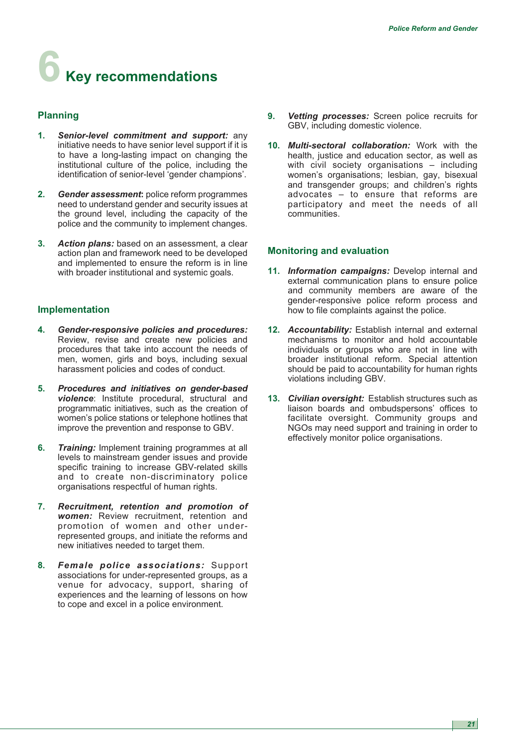# 6 Key recommendations

## Planning

1. ***Senior-level commitment and support:*** any initiative needs to have senior level support if it is to have a long-lasting impact on changing the institutional culture of the police, including the identification of senior-level 'gender champions'.

2. ***Gender assessment***: police reform programmes need to understand gender and security issues at the ground level, including the capacity of the police and the community to implement changes.

3. ***Action plans:*** based on an assessment, a clear action plan and framework need to be developed and implemented to ensure the reform is in line with broader institutional and systemic goals.

## Implementation

4. ***Gender-responsive policies and procedures:*** Review, revise and create new policies and procedures that take into account the needs of men, women, girls and boys, including sexual harassment policies and codes of conduct.

5. ***Procedures and initiatives on gender-based violence***: Institute procedural, structural and programmatic initiatives, such as the creation of women's police stations or telephone hotlines that improve the prevention and response to GBV.

6. ***Training:*** Implement training programmes at all levels to mainstream gender issues and provide specific training to increase GBV-related skills and to create non-discriminatory police organisations respectful of human rights.

7. ***Recruitment, retention and promotion of women:*** Review recruitment, retention and promotion of women and other under-represented groups, and initiate the reforms and new initiatives needed to target them.

8. ***Female police associations:*** Support associations for under-represented groups, as a venue for advocacy, support, sharing of experiences and the learning of lessons on how to cope and excel in a police environment.

9. ***Vetting processes:*** Screen police recruits for GBV, including domestic violence.

10. ***Multi-sectoral collaboration:*** Work with the health, justice and education sector, as well as with civil society organisations – including women's organisations; lesbian, gay, bisexual and transgender groups; and children's rights advocates – to ensure that reforms are participatory and meet the needs of all communities.

## Monitoring and evaluation

11. ***Information campaigns:*** Develop internal and external communication plans to ensure police and community members are aware of the gender-responsive police reform process and how to file complaints against the police.

12. ***Accountability:*** Establish internal and external mechanisms to monitor and hold accountable individuals or groups who are not in line with broader institutional reform. Special attention should be paid to accountability for human rights violations including GBV.

13. ***Civilian oversight:*** Establish structures such as liaison boards and ombudspersons' offices to facilitate oversight. Community groups and NGOs may need support and training in order to effectively monitor police organisations.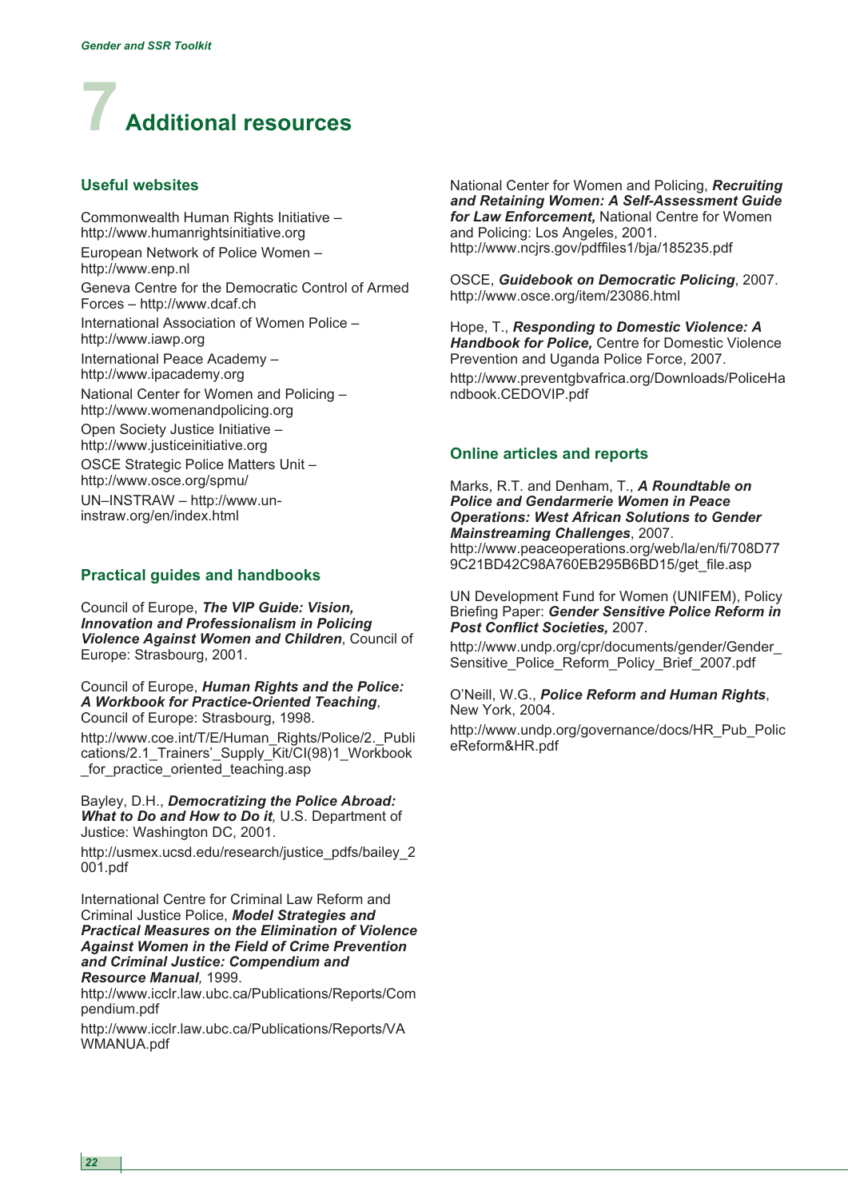# 7 Additional resources

## Useful websites

Commonwealth Human Rights Initiative – http://www.humanrightsinitiative.org

European Network of Police Women – http://www.enp.nl

Geneva Centre for the Democratic Control of Armed Forces – http://www.dcaf.ch

International Association of Women Police – http://www.iawp.org

International Peace Academy – http://www.ipacademy.org

National Center for Women and Policing – http://www.womenandpolicing.org

Open Society Justice Initiative – http://www.justiceinitiative.org

OSCE Strategic Police Matters Unit – http://www.osce.org/spmu/

UN–INSTRAW – http://www.un-instraw.org/en/index.html

## Practical guides and handbooks

Council of Europe, ***The VIP Guide: Vision, Innovation and Professionalism in Policing Violence Against Women and Children***, Council of Europe: Strasbourg, 2001.

Council of Europe, ***Human Rights and the Police: A Workbook for Practice-Oriented Teaching***, Council of Europe: Strasbourg, 1998.

http://www.coe.int/T/E/Human_Rights/Police/2._Publications/2.1_Trainers'_Supply_Kit/CI(98)1_Workbook_for_practice_oriented_teaching.asp

Bayley, D.H., ***Democratizing the Police Abroad: What to Do and How to Do it***, U.S. Department of Justice: Washington DC, 2001.

http://usmex.ucsd.edu/research/justice_pdfs/bailey_2001.pdf

International Centre for Criminal Law Reform and Criminal Justice Police, ***Model Strategies and Practical Measures on the Elimination of Violence Against Women in the Field of Crime Prevention and Criminal Justice: Compendium and Resource Manual***, 1999.
http://www.icclr.law.ubc.ca/Publications/Reports/Compendium.pdf

http://www.icclr.law.ubc.ca/Publications/Reports/VAWMANUA.pdf

National Center for Women and Policing, ***Recruiting and Retaining Women: A Self-Assessment Guide for Law Enforcement,*** National Centre for Women and Policing: Los Angeles, 2001.
http://www.ncjrs.gov/pdffiles1/bja/185235.pdf

OSCE, ***Guidebook on Democratic Policing***, 2007.
http://www.osce.org/item/23086.html

Hope, T., ***Responding to Domestic Violence: A Handbook for Police,*** Centre for Domestic Violence Prevention and Uganda Police Force, 2007.

http://www.preventgbvafrica.org/Downloads/PoliceHandbook.CEDOVIP.pdf

## Online articles and reports

Marks, R.T. and Denham, T., ***A Roundtable on Police and Gendarmerie Women in Peace Operations: West African Solutions to Gender Mainstreaming Challenges***, 2007.
http://www.peaceoperations.org/web/la/en/fi/708D779C21BD42C98A760EB295B6BD15/get_file.asp

UN Development Fund for Women (UNIFEM), Policy Briefing Paper: ***Gender Sensitive Police Reform in Post Conflict Societies,*** 2007.

http://www.undp.org/cpr/documents/gender/Gender_Sensitive_Police_Reform_Policy_Brief_2007.pdf

O'Neill, W.G., ***Police Reform and Human Rights***, New York, 2004.

http://www.undp.org/governance/docs/HR_Pub_PoliceReform&HR.pdf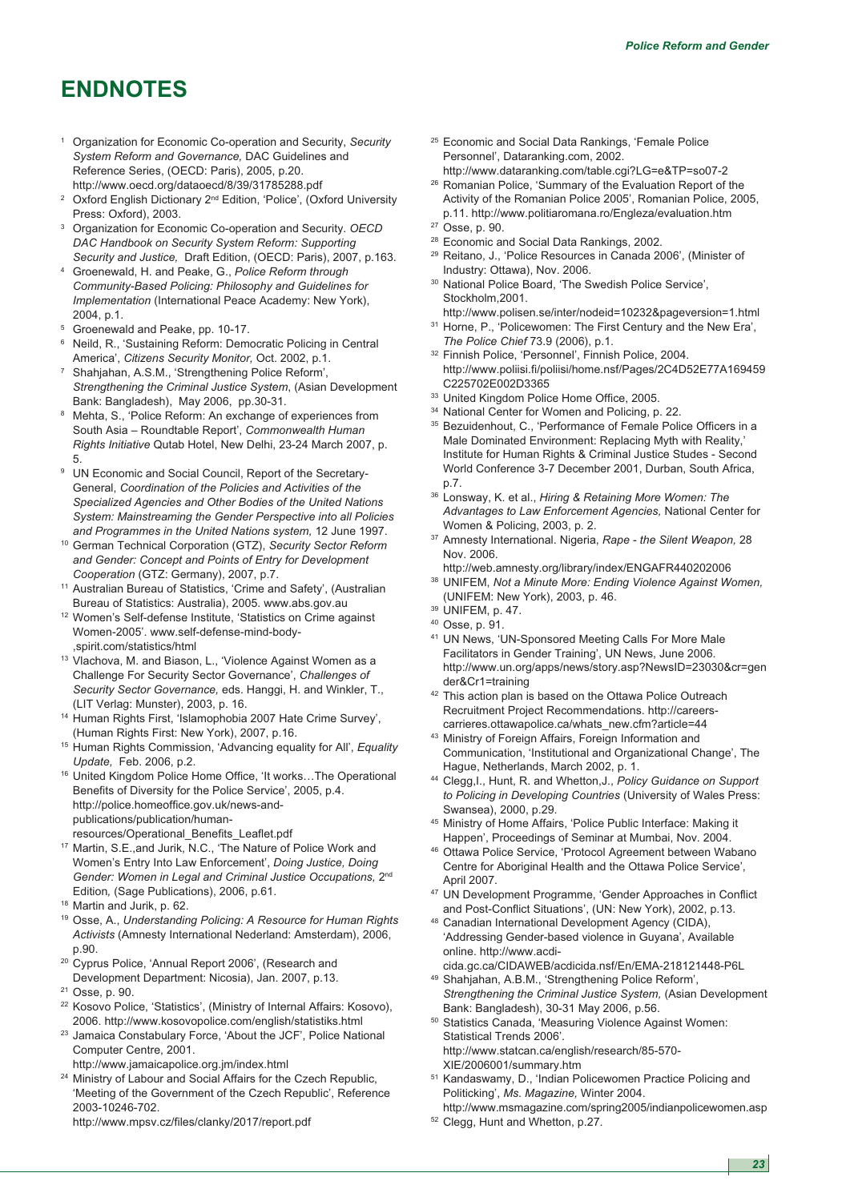# ENDNOTES

1. Organization for Economic Co-operation and Security, *Security System Reform and Governance,* DAC Guidelines and Reference Series, (OECD: Paris), 2005, p.20. http://www.oecd.org/dataoecd/8/39/31785288.pdf
2. Oxford English Dictionary 2nd Edition, 'Police', (Oxford University Press: Oxford), 2003.
3. Organization for Economic Co-operation and Security. *OECD DAC Handbook on Security System Reform: Supporting Security and Justice,* Draft Edition, (OECD: Paris), 2007, p.163.
4. Groenewald, H. and Peake, G., *Police Reform through Community-Based Policing: Philosophy and Guidelines for Implementation* (International Peace Academy: New York), 2004, p.1.
5. Groenewald and Peake, pp. 10-17.
6. Neild, R., 'Sustaining Reform: Democratic Policing in Central America', *Citizens Security Monitor,* Oct. 2002, p.1.
7. Shahjahan, A.S.M., 'Strengthening Police Reform', *Strengthening the Criminal Justice System*, (Asian Development Bank: Bangladesh), May 2006, pp.30-31.
8. Mehta, S., 'Police Reform: An exchange of experiences from South Asia – Roundtable Report', *Commonwealth Human Rights Initiative* Qutab Hotel, New Delhi, 23-24 March 2007, p. 5.
9. UN Economic and Social Council, Report of the Secretary-General, *Coordination of the Policies and Activities of the Specialized Agencies and Other Bodies of the United Nations System: Mainstreaming the Gender Perspective into all Policies and Programmes in the United Nations system,* 12 June 1997.
10. German Technical Corporation (GTZ), *Security Sector Reform and Gender: Concept and Points of Entry for Development Cooperation* (GTZ: Germany), 2007, p.7.
11. Australian Bureau of Statistics, 'Crime and Safety', (Australian Bureau of Statistics: Australia), 2005. www.abs.gov.au
12. Women's Self-defense Institute, 'Statistics on Crime against Women-2005'. www.self-defense-mind-body-,spirit.com/statistics/html
13. Vlachova, M. and Biason, L., 'Violence Against Women as a Challenge For Security Sector Governance', *Challenges of Security Sector Governance,* eds. Hanggi, H. and Winkler, T., (LIT Verlag: Munster), 2003, p. 16.
14. Human Rights First, 'Islamophobia 2007 Hate Crime Survey', (Human Rights First: New York), 2007, p.16.
15. Human Rights Commission, 'Advancing equality for All', *Equality Update,* Feb. 2006, p.2.
16. United Kingdom Police Home Office, 'It works…The Operational Benefits of Diversity for the Police Service', 2005, p.4. http://police.homeoffice.gov.uk/news-and-publications/publication/human-resources/Operational_Benefits_Leaflet.pdf
17. Martin, S.E.,and Jurik, N.C., 'The Nature of Police Work and Women's Entry Into Law Enforcement', *Doing Justice, Doing Gender: Women in Legal and Criminal Justice Occupations,* 2nd Edition*,* (Sage Publications), 2006, p.61.
18. Martin and Jurik, p. 62.
19. Osse, A., *Understanding Policing: A Resource for Human Rights Activists* (Amnesty International Nederland: Amsterdam), 2006, p.90.
20. Cyprus Police, 'Annual Report 2006', (Research and Development Department: Nicosia), Jan. 2007, p.13.
21. Osse, p. 90.
22. Kosovo Police, 'Statistics', (Ministry of Internal Affairs: Kosovo), 2006. http://www.kosovopolice.com/english/statistiks.html
23. Jamaica Constabulary Force, 'About the JCF', Police National Computer Centre, 2001. http://www.jamaicapolice.org.jm/index.html
24. Ministry of Labour and Social Affairs for the Czech Republic, 'Meeting of the Government of the Czech Republic', Reference 2003-10246-702. http://www.mpsv.cz/files/clanky/2017/report.pdf
25. Economic and Social Data Rankings, 'Female Police Personnel', Dataranking.com, 2002. http://www.dataranking.com/table.cgi?LG=e&TP=so07-2
26. Romanian Police, 'Summary of the Evaluation Report of the Activity of the Romanian Police 2005', Romanian Police, 2005, p.11. http://www.politiaromana.ro/Engleza/evaluation.htm
27. Osse, p. 90.
28. Economic and Social Data Rankings, 2002.
29. Reitano, J., 'Police Resources in Canada 2006', (Minister of Industry: Ottawa), Nov. 2006.
30. National Police Board, 'The Swedish Police Service', Stockholm,2001. http://www.polisen.se/inter/nodeid=10232&pageversion=1.html
31. Horne, P., 'Policewomen: The First Century and the New Era', *The Police Chief* 73.9 (2006), p.1.
32. Finnish Police, 'Personnel', Finnish Police, 2004. http://www.poliisi.fi/poliisi/home.nsf/Pages/2C4D52E77A169459C225702E002D3365
33. United Kingdom Police Home Office, 2005.
34. National Center for Women and Policing, p. 22.
35. Bezuidenhout, C., 'Performance of Female Police Officers in a Male Dominated Environment: Replacing Myth with Reality,' Institute for Human Rights & Criminal Justice Studes - Second World Conference 3-7 December 2001, Durban, South Africa, p.7.
36. Lonsway, K. et al., *Hiring & Retaining More Women: The Advantages to Law Enforcement Agencies,* National Center for Women & Policing, 2003, p. 2.
37. Amnesty International. Nigeria, *Rape - the Silent Weapon,* 28 Nov. 2006. http://web.amnesty.org/library/index/ENGAFR440202006
38. UNIFEM, *Not a Minute More: Ending Violence Against Women,* (UNIFEM: New York), 2003, p. 46.
39. UNIFEM, p. 47.
40. Osse, p. 91.
41. UN News, 'UN-Sponsored Meeting Calls For More Male Facilitators in Gender Training', UN News, June 2006. http://www.un.org/apps/news/story.asp?NewsID=23030&cr=gender&Cr1=training
42. This action plan is based on the Ottawa Police Outreach Recruitment Project Recommendations. http://careers-carrieres.ottawapolice.ca/whats_new.cfm?article=44
43. Ministry of Foreign Affairs, Foreign Information and Communication, 'Institutional and Organizational Change', The Hague, Netherlands, March 2002, p. 1.
44. Clegg,I., Hunt, R. and Whetton,J., *Policy Guidance on Support to Policing in Developing Countries* (University of Wales Press: Swansea), 2000, p.29.
45. Ministry of Home Affairs, 'Police Public Interface: Making it Happen', Proceedings of Seminar at Mumbai, Nov. 2004.
46. Ottawa Police Service, 'Protocol Agreement between Wabano Centre for Aboriginal Health and the Ottawa Police Service', April 2007.
47. UN Development Programme, 'Gender Approaches in Conflict and Post-Conflict Situations', (UN: New York), 2002, p.13.
48. Canadian International Development Agency (CIDA), 'Addressing Gender-based violence in Guyana', Available online. http://www.acdi-cida.gc.ca/CIDAWEB/acdicida.nsf/En/EMA-218121448-P6L
49. Shahjahan, A.B.M., 'Strengthening Police Reform', *Strengthening the Criminal Justice System,* (Asian Development Bank: Bangladesh), 30-31 May 2006, p.56.
50. Statistics Canada, 'Measuring Violence Against Women: Statistical Trends 2006'. http://www.statcan.ca/english/research/85-570-XIE/2006001/summary.htm
51. Kandaswamy, D., 'Indian Policewomen Practice Policing and Politicking', *Ms. Magazine,* Winter 2004. http://www.msmagazine.com/spring2005/indianpolicewomen.asp
52. Clegg, Hunt and Whetton, p.27.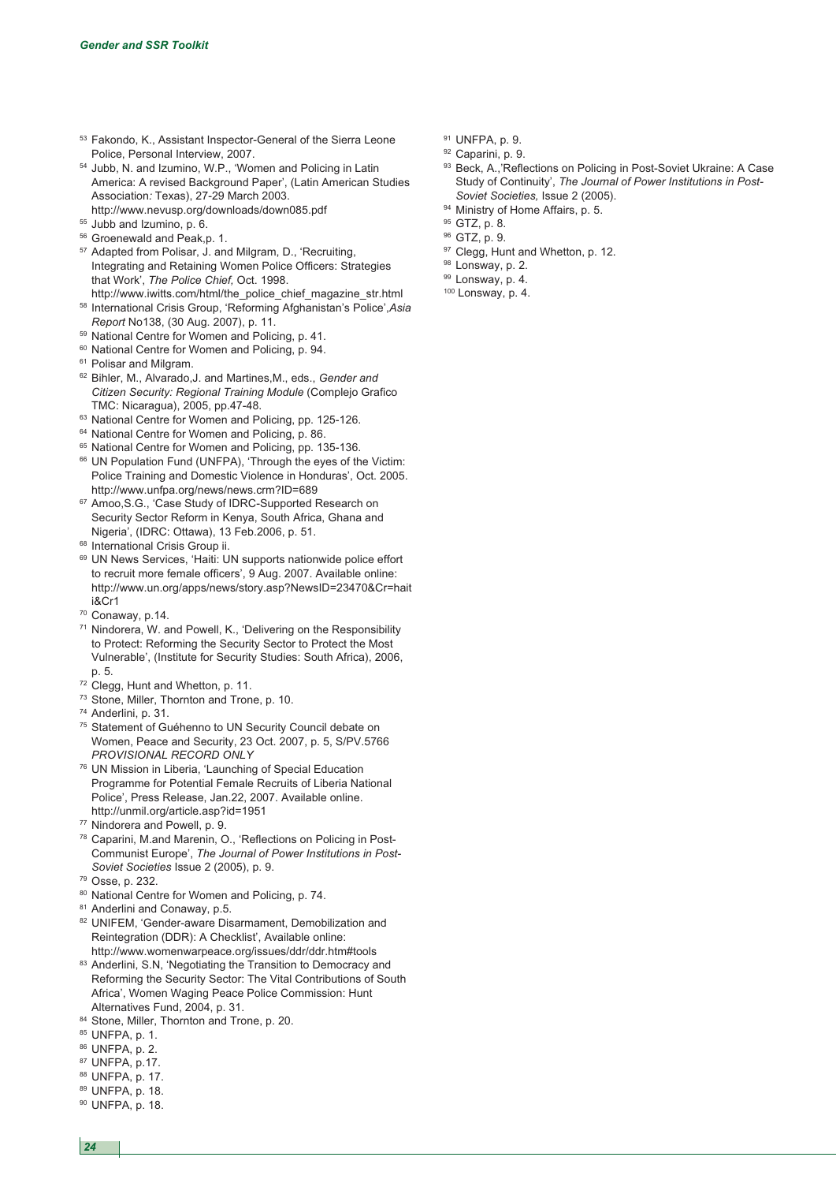[53] Fakondo, K., Assistant Inspector-General of the Sierra Leone Police, Personal Interview, 2007.

[54] Jubb, N. and Izumino, W.P., 'Women and Policing in Latin America: A revised Background Paper', (Latin American Studies Association: Texas), 27-29 March 2003. http://www.nevusp.org/downloads/down085.pdf

[55] Jubb and Izumino, p. 6.

[56] Groenewald and Peak,p. 1.

[57] Adapted from Polisar, J. and Milgram, D., 'Recruiting, Integrating and Retaining Women Police Officers: Strategies that Work', *The Police Chief,* Oct. 1998. http://www.iwitts.com/html/the_police_chief_magazine_str.html

[58] International Crisis Group, 'Reforming Afghanistan's Police',*Asia Report* No138, (30 Aug. 2007), p. 11.

[59] National Centre for Women and Policing, p. 41.

[60] National Centre for Women and Policing, p. 94.

[61] Polisar and Milgram.

[62] Bihler, M., Alvarado,J. and Martines,M., eds., *Gender and Citizen Security: Regional Training Module* (Complejo Grafico TMC: Nicaragua), 2005, pp.47-48.

[63] National Centre for Women and Policing, pp. 125-126.

[64] National Centre for Women and Policing, p. 86.

[65] National Centre for Women and Policing, pp. 135-136.

[66] UN Population Fund (UNFPA), 'Through the eyes of the Victim: Police Training and Domestic Violence in Honduras', Oct. 2005. http://www.unfpa.org/news/news.crm?ID=689

[67] Amoo,S.G., 'Case Study of IDRC-Supported Research on Security Sector Reform in Kenya, South Africa, Ghana and Nigeria', (IDRC: Ottawa), 13 Feb.2006, p. 51.

[68] International Crisis Group ii.

[69] UN News Services, 'Haiti: UN supports nationwide police effort to recruit more female officers', 9 Aug. 2007. Available online: http://www.un.org/apps/news/story.asp?NewsID=23470&Cr=haiti&Cr1

[70] Conaway, p.14.

[71] Nindorera, W. and Powell, K., 'Delivering on the Responsibility to Protect: Reforming the Security Sector to Protect the Most Vulnerable', (Institute for Security Studies: South Africa), 2006, p. 5.

[72] Clegg, Hunt and Whetton, p. 11.

[73] Stone, Miller, Thornton and Trone, p. 10.

[74] Anderlini, p. 31.

[75] Statement of Guéhenno to UN Security Council debate on Women, Peace and Security, 23 Oct. 2007, p. 5, S/PV.5766 *PROVISIONAL RECORD ONLY*

[76] UN Mission in Liberia, 'Launching of Special Education Programme for Potential Female Recruits of Liberia National Police', Press Release, Jan.22, 2007. Available online. http://unmil.org/article.asp?id=1951

[77] Nindorera and Powell, p. 9.

[78] Caparini, M.and Marenin, O., 'Reflections on Policing in Post-Communist Europe', *The Journal of Power Institutions in Post-Soviet Societies* Issue 2 (2005), p. 9.

[79] Osse, p. 232.

[80] National Centre for Women and Policing, p. 74.

[81] Anderlini and Conaway, p.5.

[82] UNIFEM, 'Gender-aware Disarmament, Demobilization and Reintegration (DDR): A Checklist', Available online: http://www.womenwarpeace.org/issues/ddr/ddr.htm#tools

[83] Anderlini, S.N, 'Negotiating the Transition to Democracy and Reforming the Security Sector: The Vital Contributions of South Africa', Women Waging Peace Police Commission: Hunt Alternatives Fund, 2004, p. 31.

[84] Stone, Miller, Thornton and Trone, p. 20.

[85] UNFPA, p. 1.

[86] UNFPA, p. 2.

[87] UNFPA, p.17.

[88] UNFPA, p. 17.

[89] UNFPA, p. 18.

[90] UNFPA, p. 18.

[91] UNFPA, p. 9.

[92] Caparini, p. 9.

[93] Beck, A.,'Reflections on Policing in Post-Soviet Ukraine: A Case Study of Continuity', *The Journal of Power Institutions in Post-Soviet Societies,* Issue 2 (2005).

[94] Ministry of Home Affairs, p. 5.

[95] GTZ, p. 8.

[96] GTZ, p. 9.

[97] Clegg, Hunt and Whetton, p. 12.

[98] Lonsway, p. 2.

[99] Lonsway, p. 4.

[100] Lonsway, p. 4.